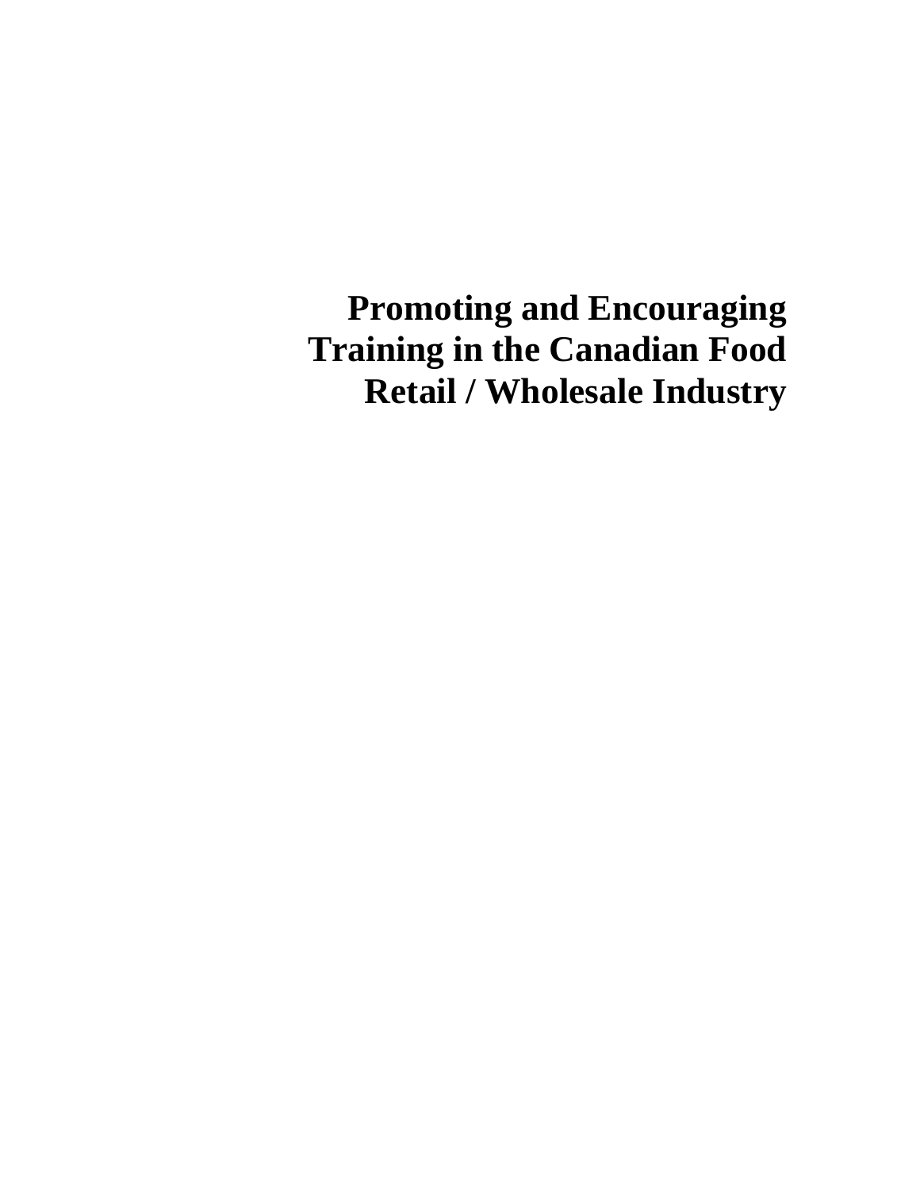# Promoting and Encouraging Training in the Canadian Food Retail / Wholesale Industry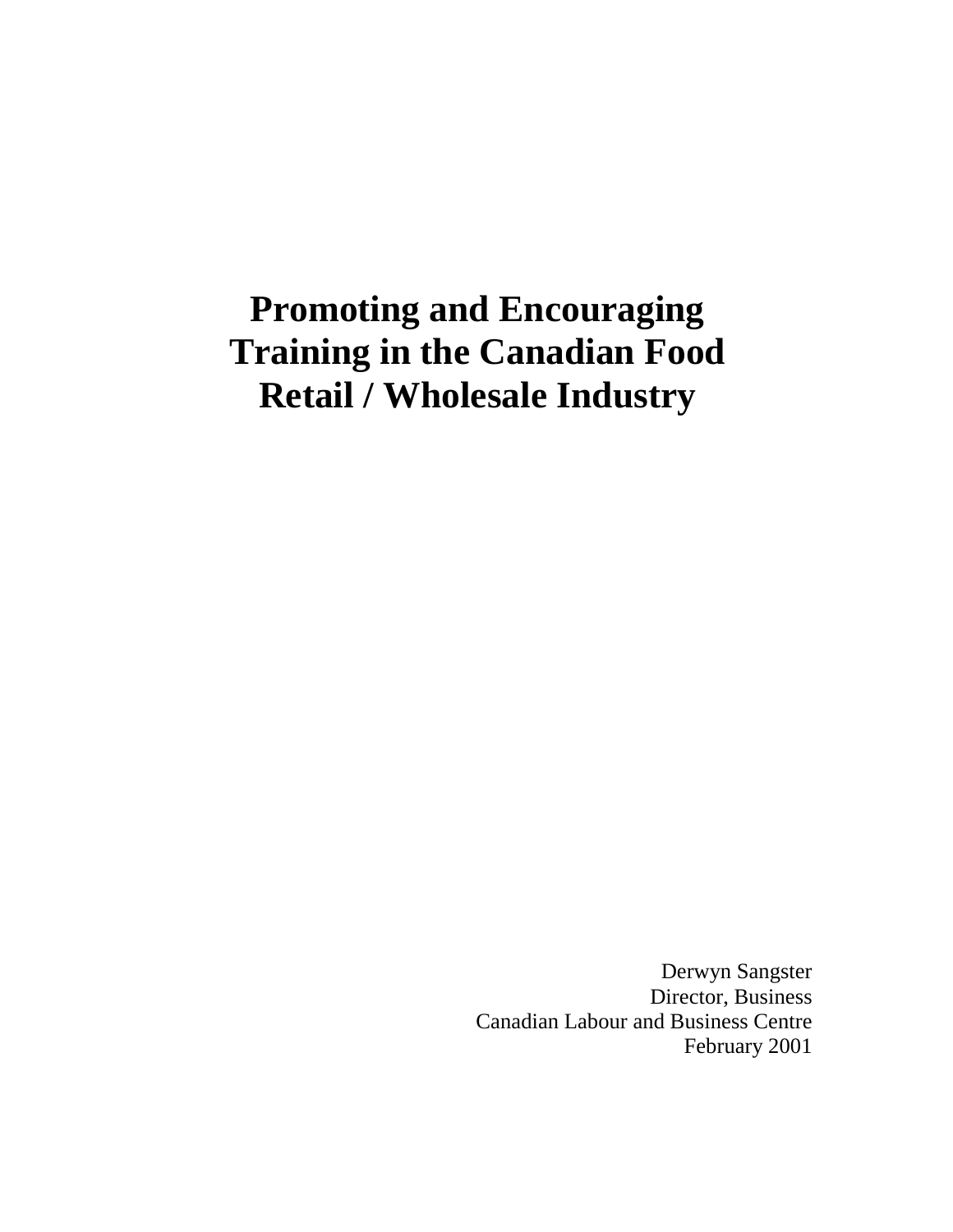# Promoting and Encouraging Training in the Canadian Food Retail / Wholesale Industry

Derwyn Sangster
Director, Business
Canadian Labour and Business Centre
February 2001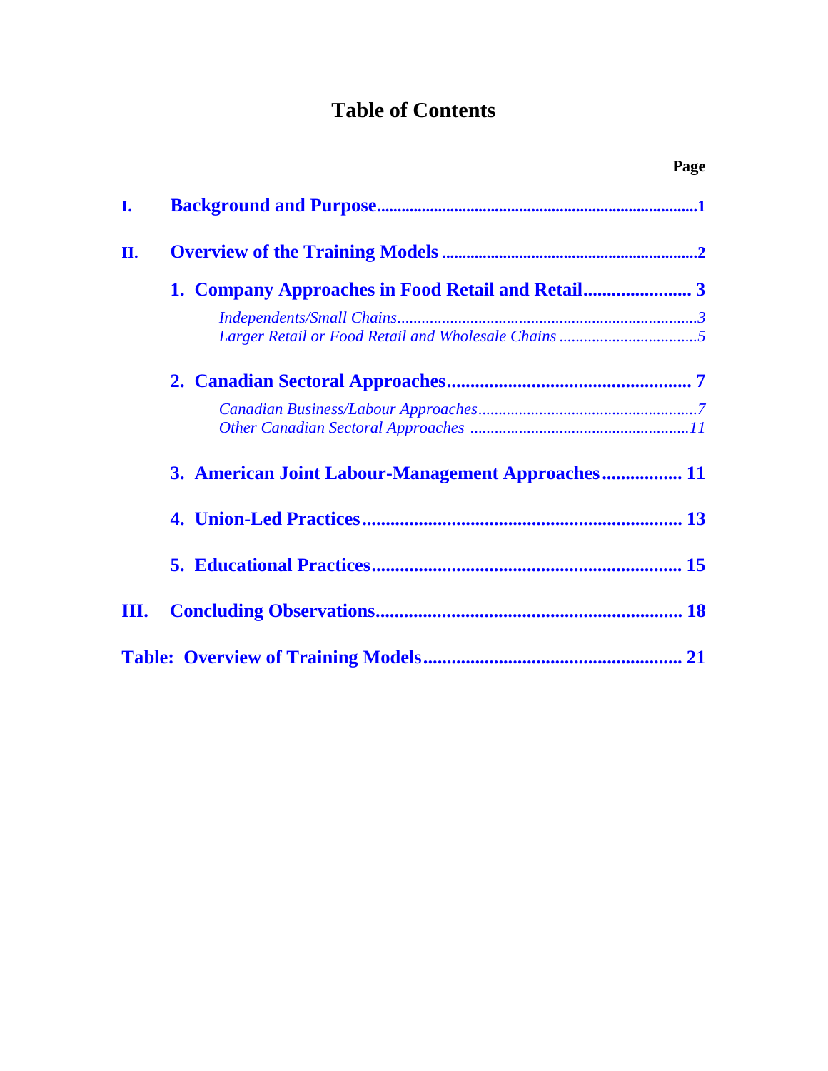# Table of Contents

| | | Page |
|---|---|---|
| **I.** | **Background and Purpose** | **1** |
| **II.** | **Overview of the Training Models** | **2** |
| | **1. Company Approaches in Food Retail and Retail** | **3** |
| | *Independents/Small Chains* | *3* |
| | *Larger Retail or Food Retail and Wholesale Chains* | *5* |
| | **2. Canadian Sectoral Approaches** | **7** |
| | *Canadian Business/Labour Approaches* | *7* |
| | *Other Canadian Sectoral Approaches* | *11* |
| | **3. American Joint Labour-Management Approaches** | **11** |
| | **4. Union-Led Practices** | **13** |
| | **5. Educational Practices** | **15** |
| **III.** | **Concluding Observations** | **18** |
| **Table:** | **Overview of Training Models** | **21** |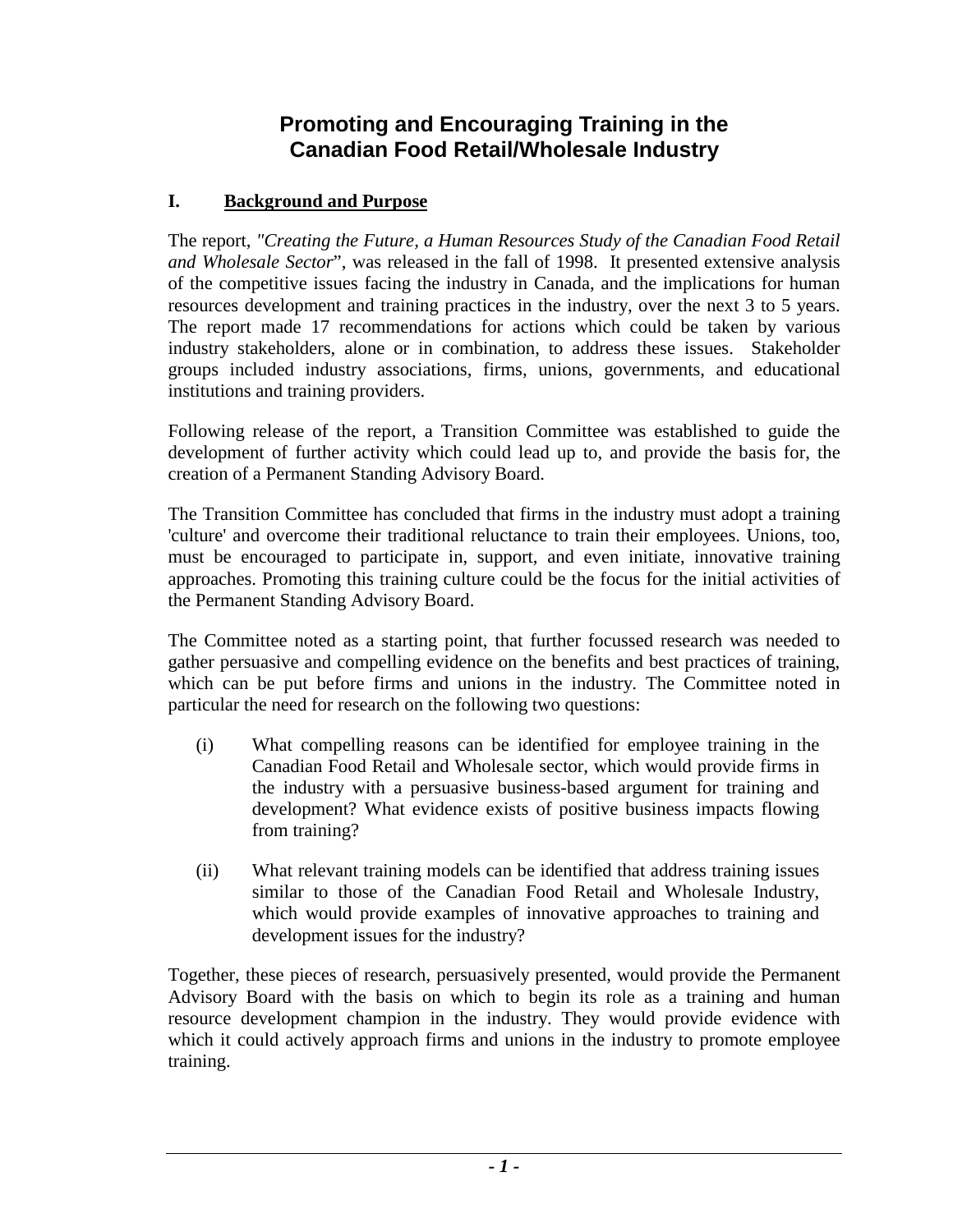# Promoting and Encouraging Training in the Canadian Food Retail/Wholesale Industry

## I. Background and Purpose

The report, *"Creating the Future, a Human Resources Study of the Canadian Food Retail and Wholesale Sector*", was released in the fall of 1998. It presented extensive analysis of the competitive issues facing the industry in Canada, and the implications for human resources development and training practices in the industry, over the next 3 to 5 years. The report made 17 recommendations for actions which could be taken by various industry stakeholders, alone or in combination, to address these issues. Stakeholder groups included industry associations, firms, unions, governments, and educational institutions and training providers.

Following release of the report, a Transition Committee was established to guide the development of further activity which could lead up to, and provide the basis for, the creation of a Permanent Standing Advisory Board.

The Transition Committee has concluded that firms in the industry must adopt a training 'culture' and overcome their traditional reluctance to train their employees. Unions, too, must be encouraged to participate in, support, and even initiate, innovative training approaches. Promoting this training culture could be the focus for the initial activities of the Permanent Standing Advisory Board.

The Committee noted as a starting point, that further focussed research was needed to gather persuasive and compelling evidence on the benefits and best practices of training, which can be put before firms and unions in the industry. The Committee noted in particular the need for research on the following two questions:

(i) What compelling reasons can be identified for employee training in the Canadian Food Retail and Wholesale sector, which would provide firms in the industry with a persuasive business-based argument for training and development? What evidence exists of positive business impacts flowing from training?

(ii) What relevant training models can be identified that address training issues similar to those of the Canadian Food Retail and Wholesale Industry, which would provide examples of innovative approaches to training and development issues for the industry?

Together, these pieces of research, persuasively presented, would provide the Permanent Advisory Board with the basis on which to begin its role as a training and human resource development champion in the industry. They would provide evidence with which it could actively approach firms and unions in the industry to promote employee training.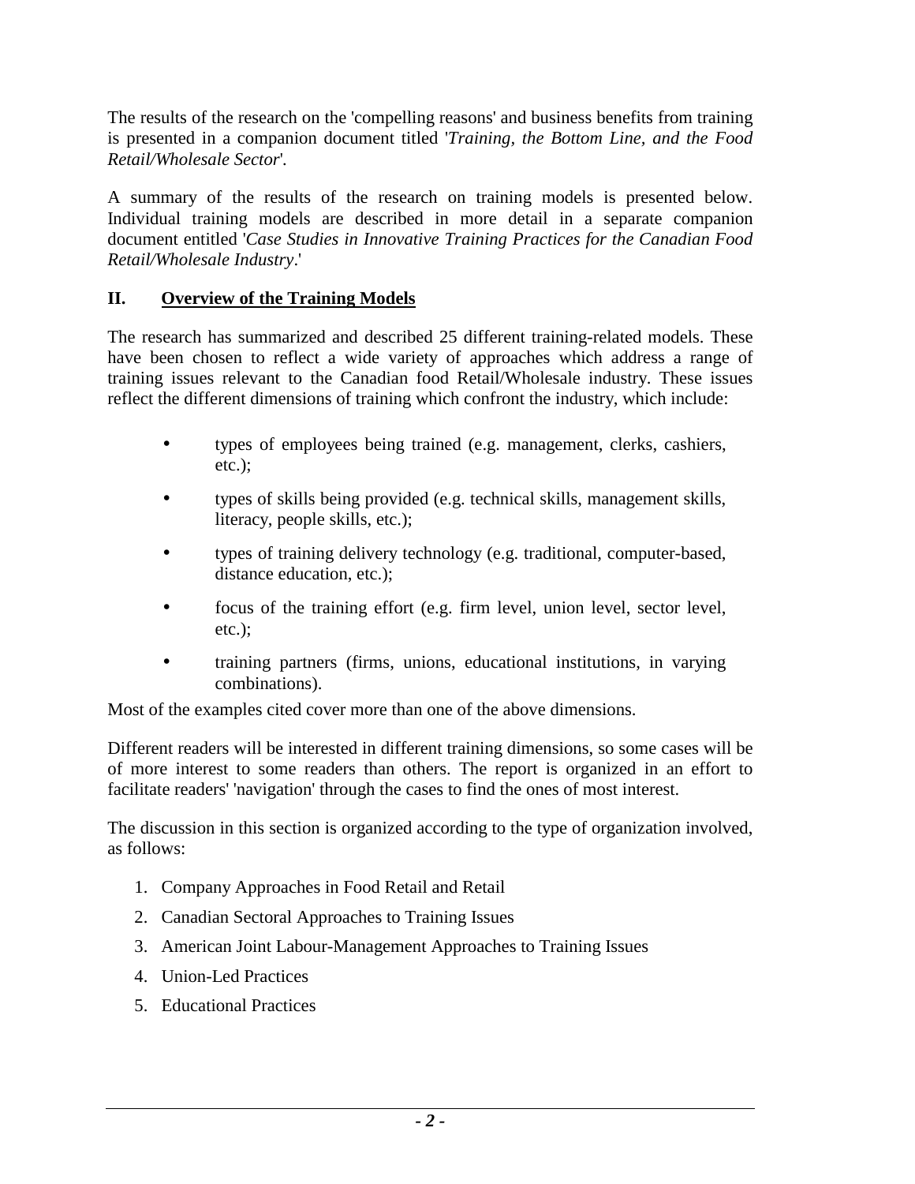The results of the research on the 'compelling reasons' and business benefits from training is presented in a companion document titled '*Training, the Bottom Line, and the Food Retail/Wholesale Sector*'.

A summary of the results of the research on training models is presented below. Individual training models are described in more detail in a separate companion document entitled '*Case Studies in Innovative Training Practices for the Canadian Food Retail/Wholesale Industry*.'

## II. Overview of the Training Models

The research has summarized and described 25 different training-related models. These have been chosen to reflect a wide variety of approaches which address a range of training issues relevant to the Canadian food Retail/Wholesale industry. These issues reflect the different dimensions of training which confront the industry, which include:

- types of employees being trained (e.g. management, clerks, cashiers, etc.);
- types of skills being provided (e.g. technical skills, management skills, literacy, people skills, etc.);
- types of training delivery technology (e.g. traditional, computer-based, distance education, etc.);
- focus of the training effort (e.g. firm level, union level, sector level, etc.);
- training partners (firms, unions, educational institutions, in varying combinations).

Most of the examples cited cover more than one of the above dimensions.

Different readers will be interested in different training dimensions, so some cases will be of more interest to some readers than others. The report is organized in an effort to facilitate readers' 'navigation' through the cases to find the ones of most interest.

The discussion in this section is organized according to the type of organization involved, as follows:

1. Company Approaches in Food Retail and Retail
2. Canadian Sectoral Approaches to Training Issues
3. American Joint Labour-Management Approaches to Training Issues
4. Union-Led Practices
5. Educational Practices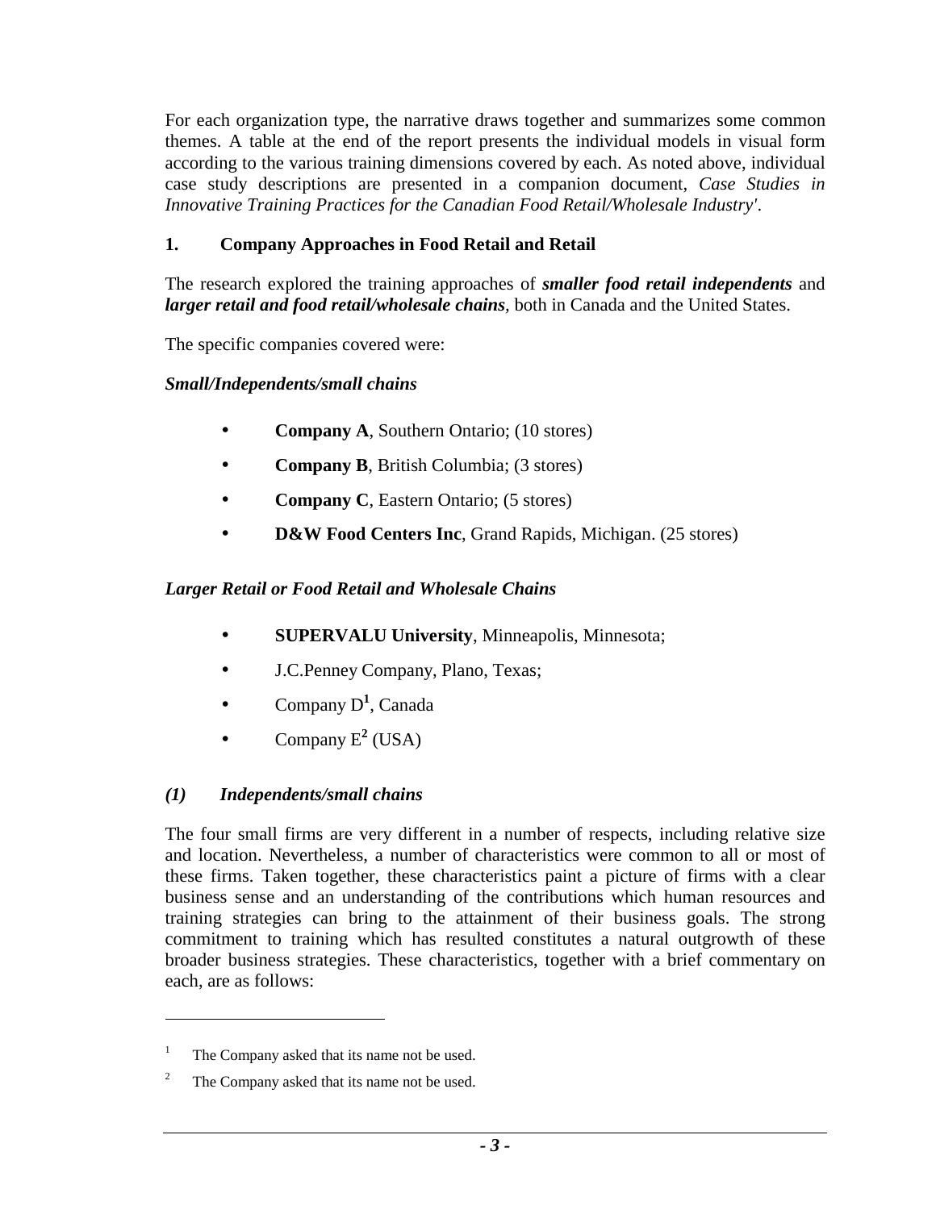For each organization type, the narrative draws together and summarizes some common themes. A table at the end of the report presents the individual models in visual form according to the various training dimensions covered by each. As noted above, individual case study descriptions are presented in a companion document, *Case Studies in Innovative Training Practices for the Canadian Food Retail/Wholesale Industry'*.

## 1. Company Approaches in Food Retail and Retail

The research explored the training approaches of ***smaller food retail independents*** and ***larger retail and food retail/wholesale chains***, both in Canada and the United States.

The specific companies covered were:

*Small/Independents/small chains*

- **Company A**, Southern Ontario; (10 stores)
- **Company B**, British Columbia; (3 stores)
- **Company C**, Eastern Ontario; (5 stores)
- **D&W Food Centers Inc**, Grand Rapids, Michigan. (25 stores)

*Larger Retail or Food Retail and Wholesale Chains*

- **SUPERVALU University**, Minneapolis, Minnesota;
- J.C.Penney Company, Plano, Texas;
- Company D[1], Canada
- Company E[2] (USA)

### *(1) Independents/small chains*

The four small firms are very different in a number of respects, including relative size and location. Nevertheless, a number of characteristics were common to all or most of these firms. Taken together, these characteristics paint a picture of firms with a clear business sense and an understanding of the contributions which human resources and training strategies can bring to the attainment of their business goals. The strong commitment to training which has resulted constitutes a natural outgrowth of these broader business strategies. These characteristics, together with a brief commentary on each, are as follows:

---

[1] The Company asked that its name not be used.

[2] The Company asked that its name not be used.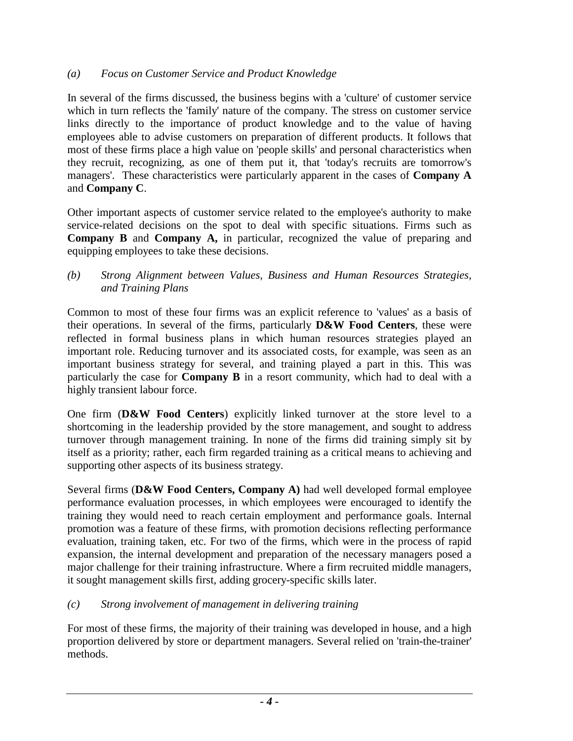*(a) Focus on Customer Service and Product Knowledge*

In several of the firms discussed, the business begins with a 'culture' of customer service which in turn reflects the 'family' nature of the company. The stress on customer service links directly to the importance of product knowledge and to the value of having employees able to advise customers on preparation of different products. It follows that most of these firms place a high value on 'people skills' and personal characteristics when they recruit, recognizing, as one of them put it, that 'today's recruits are tomorrow's managers'. These characteristics were particularly apparent in the cases of **Company A** and **Company C**.

Other important aspects of customer service related to the employee's authority to make service-related decisions on the spot to deal with specific situations. Firms such as **Company B** and **Company A,** in particular, recognized the value of preparing and equipping employees to take these decisions.

*(b) Strong Alignment between Values, Business and Human Resources Strategies, and Training Plans*

Common to most of these four firms was an explicit reference to 'values' as a basis of their operations. In several of the firms, particularly **D&W Food Centers**, these were reflected in formal business plans in which human resources strategies played an important role. Reducing turnover and its associated costs, for example, was seen as an important business strategy for several, and training played a part in this. This was particularly the case for **Company B** in a resort community, which had to deal with a highly transient labour force.

One firm (**D&W Food Centers**) explicitly linked turnover at the store level to a shortcoming in the leadership provided by the store management, and sought to address turnover through management training. In none of the firms did training simply sit by itself as a priority; rather, each firm regarded training as a critical means to achieving and supporting other aspects of its business strategy.

Several firms (**D&W Food Centers, Company A)** had well developed formal employee performance evaluation processes, in which employees were encouraged to identify the training they would need to reach certain employment and performance goals. Internal promotion was a feature of these firms, with promotion decisions reflecting performance evaluation, training taken, etc. For two of the firms, which were in the process of rapid expansion, the internal development and preparation of the necessary managers posed a major challenge for their training infrastructure. Where a firm recruited middle managers, it sought management skills first, adding grocery-specific skills later.

*(c) Strong involvement of management in delivering training*

For most of these firms, the majority of their training was developed in house, and a high proportion delivered by store or department managers. Several relied on 'train-the-trainer' methods.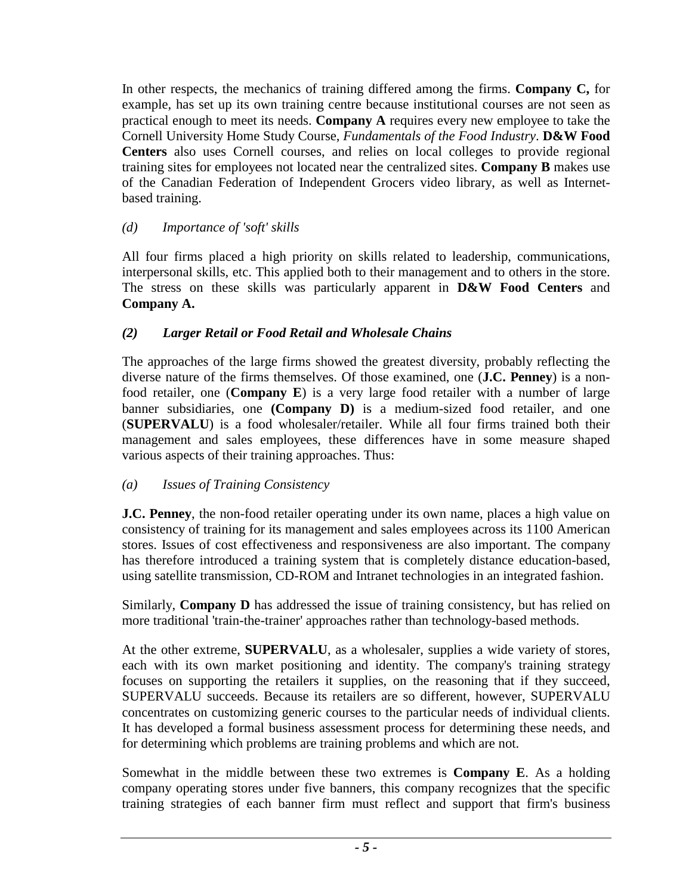In other respects, the mechanics of training differed among the firms. **Company C,** for example, has set up its own training centre because institutional courses are not seen as practical enough to meet its needs. **Company A** requires every new employee to take the Cornell University Home Study Course, *Fundamentals of the Food Industry*. **D&W Food Centers** also uses Cornell courses, and relies on local colleges to provide regional training sites for employees not located near the centralized sites. **Company B** makes use of the Canadian Federation of Independent Grocers video library, as well as Internet-based training.

### *(d) Importance of 'soft' skills*

All four firms placed a high priority on skills related to leadership, communications, interpersonal skills, etc. This applied both to their management and to others in the store. The stress on these skills was particularly apparent in **D&W Food Centers** and **Company A.**

## ***(2) Larger Retail or Food Retail and Wholesale Chains***

The approaches of the large firms showed the greatest diversity, probably reflecting the diverse nature of the firms themselves. Of those examined, one (**J.C. Penney**) is a non-food retailer, one (**Company E**) is a very large food retailer with a number of large banner subsidiaries, one **(Company D)** is a medium-sized food retailer, and one (**SUPERVALU**) is a food wholesaler/retailer. While all four firms trained both their management and sales employees, these differences have in some measure shaped various aspects of their training approaches. Thus:

### *(a) Issues of Training Consistency*

**J.C. Penney**, the non-food retailer operating under its own name, places a high value on consistency of training for its management and sales employees across its 1100 American stores. Issues of cost effectiveness and responsiveness are also important. The company has therefore introduced a training system that is completely distance education-based, using satellite transmission, CD-ROM and Intranet technologies in an integrated fashion.

Similarly, **Company D** has addressed the issue of training consistency, but has relied on more traditional 'train-the-trainer' approaches rather than technology-based methods.

At the other extreme, **SUPERVALU**, as a wholesaler, supplies a wide variety of stores, each with its own market positioning and identity. The company's training strategy focuses on supporting the retailers it supplies, on the reasoning that if they succeed, SUPERVALU succeeds. Because its retailers are so different, however, SUPERVALU concentrates on customizing generic courses to the particular needs of individual clients. It has developed a formal business assessment process for determining these needs, and for determining which problems are training problems and which are not.

Somewhat in the middle between these two extremes is **Company E**. As a holding company operating stores under five banners, this company recognizes that the specific training strategies of each banner firm must reflect and support that firm's business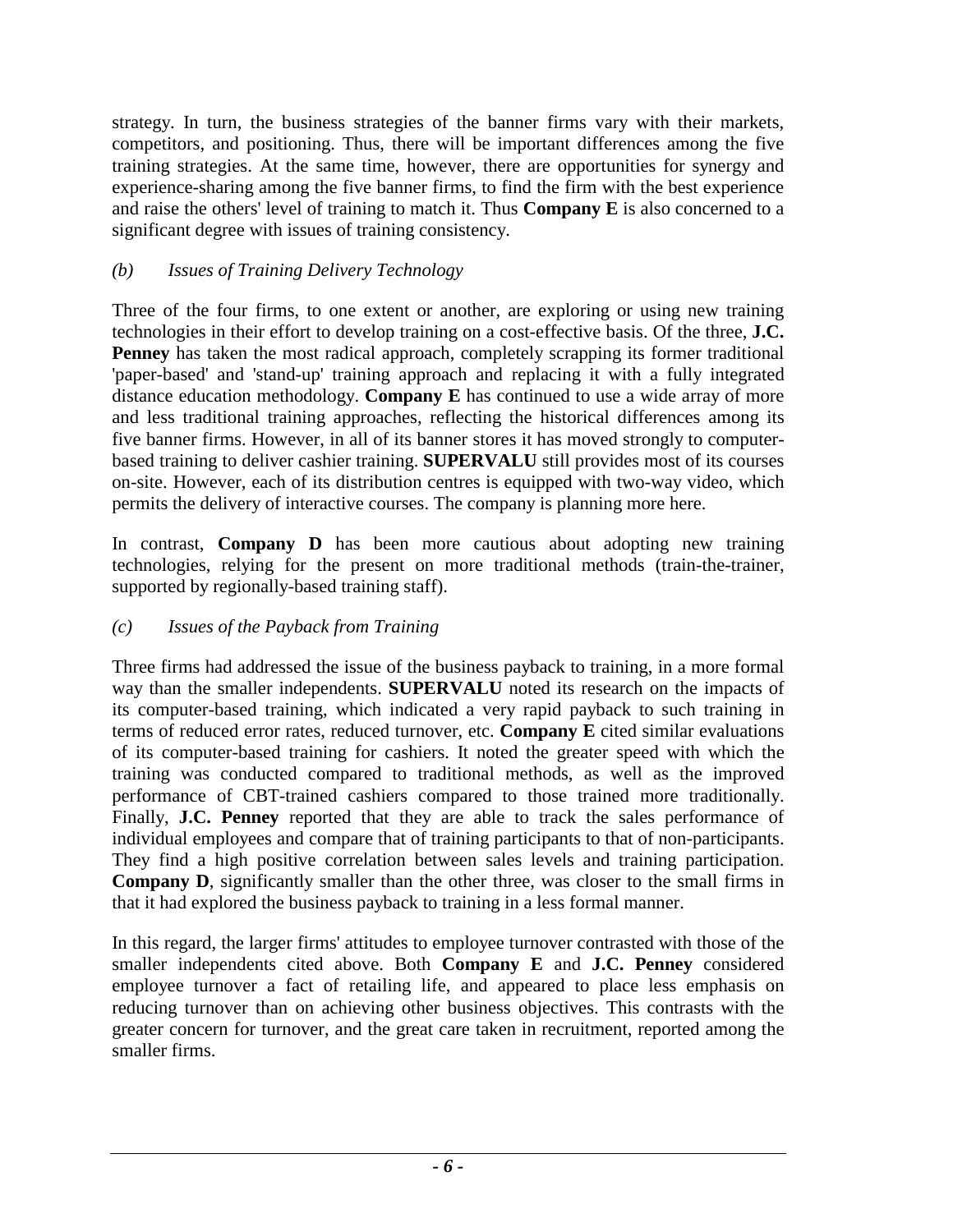strategy. In turn, the business strategies of the banner firms vary with their markets, competitors, and positioning. Thus, there will be important differences among the five training strategies. At the same time, however, there are opportunities for synergy and experience-sharing among the five banner firms, to find the firm with the best experience and raise the others' level of training to match it. Thus **Company E** is also concerned to a significant degree with issues of training consistency.

*(b) Issues of Training Delivery Technology*

Three of the four firms, to one extent or another, are exploring or using new training technologies in their effort to develop training on a cost-effective basis. Of the three, **J.C. Penney** has taken the most radical approach, completely scrapping its former traditional 'paper-based' and 'stand-up' training approach and replacing it with a fully integrated distance education methodology. **Company E** has continued to use a wide array of more and less traditional training approaches, reflecting the historical differences among its five banner firms. However, in all of its banner stores it has moved strongly to computer-based training to deliver cashier training. **SUPERVALU** still provides most of its courses on-site. However, each of its distribution centres is equipped with two-way video, which permits the delivery of interactive courses. The company is planning more here.

In contrast, **Company D** has been more cautious about adopting new training technologies, relying for the present on more traditional methods (train-the-trainer, supported by regionally-based training staff).

*(c) Issues of the Payback from Training*

Three firms had addressed the issue of the business payback to training, in a more formal way than the smaller independents. **SUPERVALU** noted its research on the impacts of its computer-based training, which indicated a very rapid payback to such training in terms of reduced error rates, reduced turnover, etc. **Company E** cited similar evaluations of its computer-based training for cashiers. It noted the greater speed with which the training was conducted compared to traditional methods, as well as the improved performance of CBT-trained cashiers compared to those trained more traditionally. Finally, **J.C. Penney** reported that they are able to track the sales performance of individual employees and compare that of training participants to that of non-participants. They find a high positive correlation between sales levels and training participation. **Company D**, significantly smaller than the other three, was closer to the small firms in that it had explored the business payback to training in a less formal manner.

In this regard, the larger firms' attitudes to employee turnover contrasted with those of the smaller independents cited above. Both **Company E** and **J.C. Penney** considered employee turnover a fact of retailing life, and appeared to place less emphasis on reducing turnover than on achieving other business objectives. This contrasts with the greater concern for turnover, and the great care taken in recruitment, reported among the smaller firms.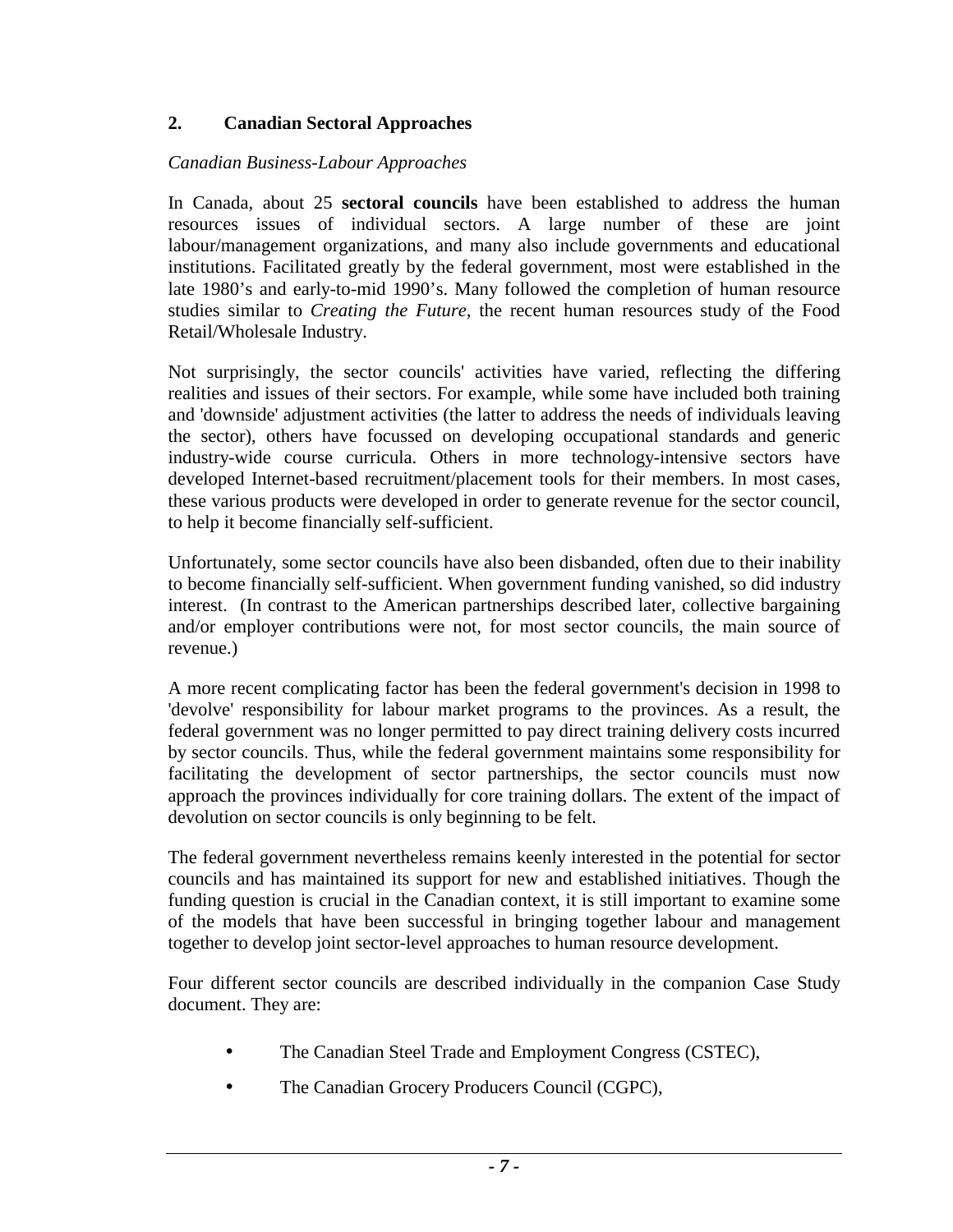## 2. Canadian Sectoral Approaches

*Canadian Business-Labour Approaches*

In Canada, about 25 **sectoral councils** have been established to address the human resources issues of individual sectors. A large number of these are joint labour/management organizations, and many also include governments and educational institutions. Facilitated greatly by the federal government, most were established in the late 1980's and early-to-mid 1990's. Many followed the completion of human resource studies similar to *Creating the Future*, the recent human resources study of the Food Retail/Wholesale Industry.

Not surprisingly, the sector councils' activities have varied, reflecting the differing realities and issues of their sectors. For example, while some have included both training and 'downside' adjustment activities (the latter to address the needs of individuals leaving the sector), others have focussed on developing occupational standards and generic industry-wide course curricula. Others in more technology-intensive sectors have developed Internet-based recruitment/placement tools for their members. In most cases, these various products were developed in order to generate revenue for the sector council, to help it become financially self-sufficient.

Unfortunately, some sector councils have also been disbanded, often due to their inability to become financially self-sufficient. When government funding vanished, so did industry interest. (In contrast to the American partnerships described later, collective bargaining and/or employer contributions were not, for most sector councils, the main source of revenue.)

A more recent complicating factor has been the federal government's decision in 1998 to 'devolve' responsibility for labour market programs to the provinces. As a result, the federal government was no longer permitted to pay direct training delivery costs incurred by sector councils. Thus, while the federal government maintains some responsibility for facilitating the development of sector partnerships, the sector councils must now approach the provinces individually for core training dollars. The extent of the impact of devolution on sector councils is only beginning to be felt.

The federal government nevertheless remains keenly interested in the potential for sector councils and has maintained its support for new and established initiatives. Though the funding question is crucial in the Canadian context, it is still important to examine some of the models that have been successful in bringing together labour and management together to develop joint sector-level approaches to human resource development.

Four different sector councils are described individually in the companion Case Study document. They are:

- The Canadian Steel Trade and Employment Congress (CSTEC),
- The Canadian Grocery Producers Council (CGPC),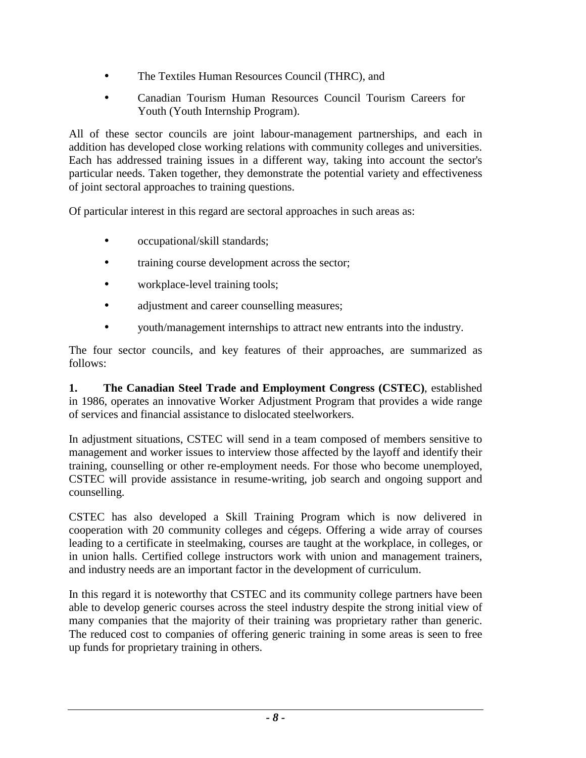- The Textiles Human Resources Council (THRC), and
- Canadian Tourism Human Resources Council Tourism Careers for Youth (Youth Internship Program).

All of these sector councils are joint labour-management partnerships, and each in addition has developed close working relations with community colleges and universities. Each has addressed training issues in a different way, taking into account the sector's particular needs. Taken together, they demonstrate the potential variety and effectiveness of joint sectoral approaches to training questions.

Of particular interest in this regard are sectoral approaches in such areas as:

- occupational/skill standards;
- training course development across the sector;
- workplace-level training tools;
- adjustment and career counselling measures;
- youth/management internships to attract new entrants into the industry.

The four sector councils, and key features of their approaches, are summarized as follows:

**1. The Canadian Steel Trade and Employment Congress (CSTEC)**, established in 1986, operates an innovative Worker Adjustment Program that provides a wide range of services and financial assistance to dislocated steelworkers.

In adjustment situations, CSTEC will send in a team composed of members sensitive to management and worker issues to interview those affected by the layoff and identify their training, counselling or other re-employment needs. For those who become unemployed, CSTEC will provide assistance in resume-writing, job search and ongoing support and counselling.

CSTEC has also developed a Skill Training Program which is now delivered in cooperation with 20 community colleges and cégeps. Offering a wide array of courses leading to a certificate in steelmaking, courses are taught at the workplace, in colleges, or in union halls. Certified college instructors work with union and management trainers, and industry needs are an important factor in the development of curriculum.

In this regard it is noteworthy that CSTEC and its community college partners have been able to develop generic courses across the steel industry despite the strong initial view of many companies that the majority of their training was proprietary rather than generic. The reduced cost to companies of offering generic training in some areas is seen to free up funds for proprietary training in others.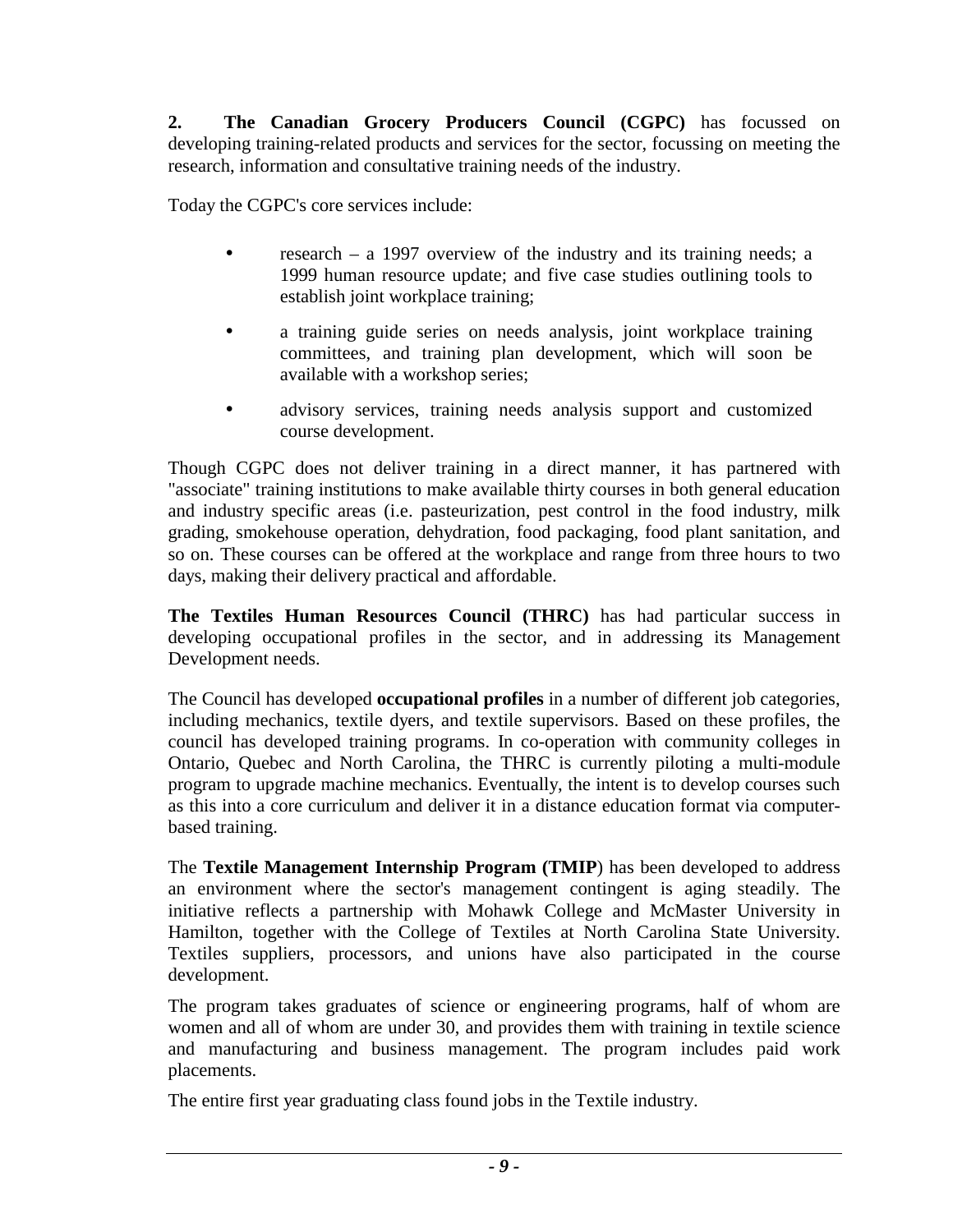**2.** **The Canadian Grocery Producers Council (CGPC)** has focussed on developing training-related products and services for the sector, focussing on meeting the research, information and consultative training needs of the industry.

Today the CGPC's core services include:

- research – a 1997 overview of the industry and its training needs; a 1999 human resource update; and five case studies outlining tools to establish joint workplace training;
- a training guide series on needs analysis, joint workplace training committees, and training plan development, which will soon be available with a workshop series;
- advisory services, training needs analysis support and customized course development.

Though CGPC does not deliver training in a direct manner, it has partnered with "associate" training institutions to make available thirty courses in both general education and industry specific areas (i.e. pasteurization, pest control in the food industry, milk grading, smokehouse operation, dehydration, food packaging, food plant sanitation, and so on. These courses can be offered at the workplace and range from three hours to two days, making their delivery practical and affordable.

**The Textiles Human Resources Council (THRC)** has had particular success in developing occupational profiles in the sector, and in addressing its Management Development needs.

The Council has developed **occupational profiles** in a number of different job categories, including mechanics, textile dyers, and textile supervisors. Based on these profiles, the council has developed training programs. In co-operation with community colleges in Ontario, Quebec and North Carolina, the THRC is currently piloting a multi-module program to upgrade machine mechanics. Eventually, the intent is to develop courses such as this into a core curriculum and deliver it in a distance education format via computer-based training.

The **Textile Management Internship Program (TMIP**) has been developed to address an environment where the sector's management contingent is aging steadily. The initiative reflects a partnership with Mohawk College and McMaster University in Hamilton, together with the College of Textiles at North Carolina State University. Textiles suppliers, processors, and unions have also participated in the course development.

The program takes graduates of science or engineering programs, half of whom are women and all of whom are under 30, and provides them with training in textile science and manufacturing and business management. The program includes paid work placements.

The entire first year graduating class found jobs in the Textile industry.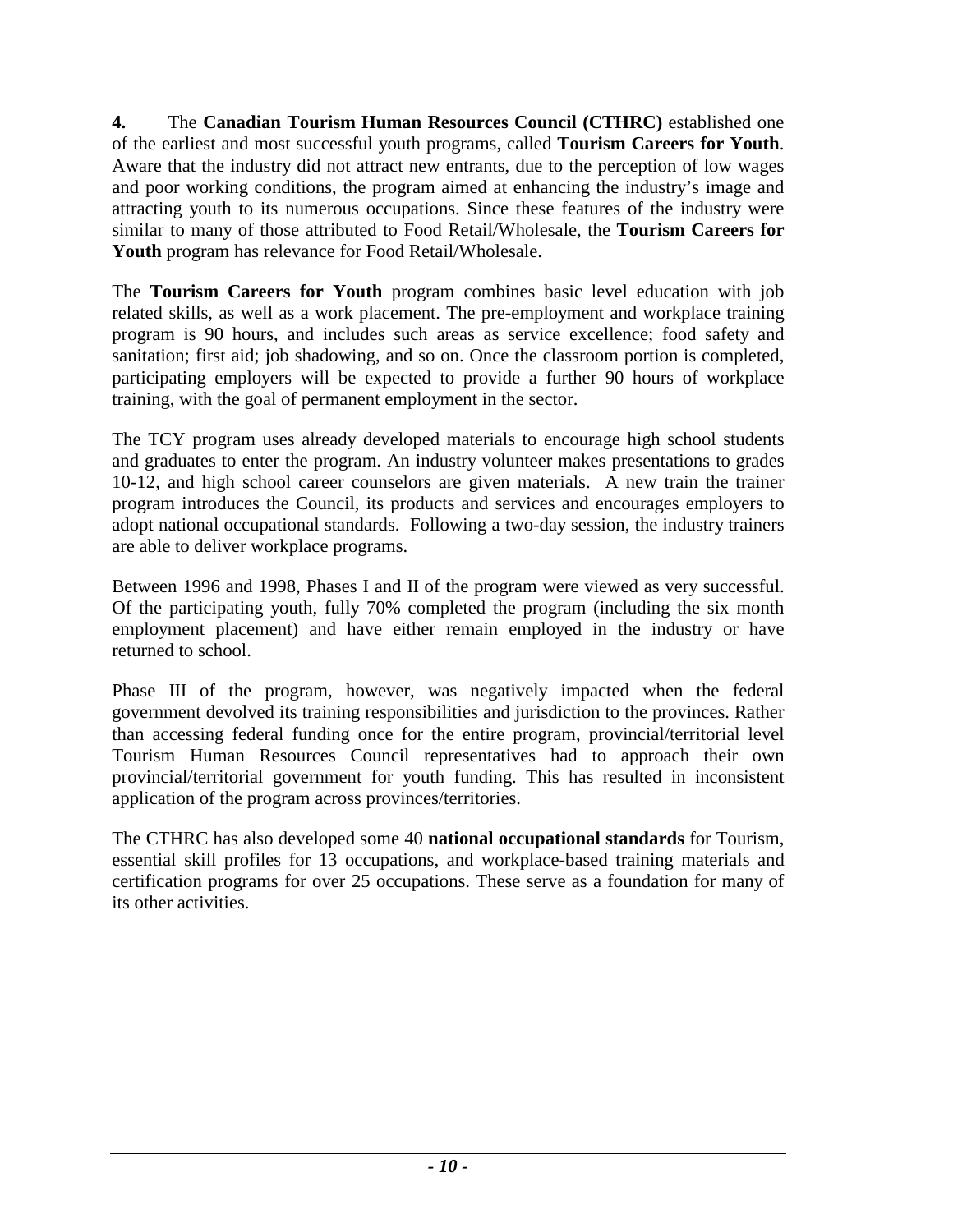**4.** The **Canadian Tourism Human Resources Council (CTHRC)** established one of the earliest and most successful youth programs, called **Tourism Careers for Youth**. Aware that the industry did not attract new entrants, due to the perception of low wages and poor working conditions, the program aimed at enhancing the industry's image and attracting youth to its numerous occupations. Since these features of the industry were similar to many of those attributed to Food Retail/Wholesale, the **Tourism Careers for Youth** program has relevance for Food Retail/Wholesale.

The **Tourism Careers for Youth** program combines basic level education with job related skills, as well as a work placement. The pre-employment and workplace training program is 90 hours, and includes such areas as service excellence; food safety and sanitation; first aid; job shadowing, and so on. Once the classroom portion is completed, participating employers will be expected to provide a further 90 hours of workplace training, with the goal of permanent employment in the sector.

The TCY program uses already developed materials to encourage high school students and graduates to enter the program. An industry volunteer makes presentations to grades 10-12, and high school career counselors are given materials. A new train the trainer program introduces the Council, its products and services and encourages employers to adopt national occupational standards. Following a two-day session, the industry trainers are able to deliver workplace programs.

Between 1996 and 1998, Phases I and II of the program were viewed as very successful. Of the participating youth, fully 70% completed the program (including the six month employment placement) and have either remain employed in the industry or have returned to school.

Phase III of the program, however, was negatively impacted when the federal government devolved its training responsibilities and jurisdiction to the provinces. Rather than accessing federal funding once for the entire program, provincial/territorial level Tourism Human Resources Council representatives had to approach their own provincial/territorial government for youth funding. This has resulted in inconsistent application of the program across provinces/territories.

The CTHRC has also developed some 40 **national occupational standards** for Tourism, essential skill profiles for 13 occupations, and workplace-based training materials and certification programs for over 25 occupations. These serve as a foundation for many of its other activities.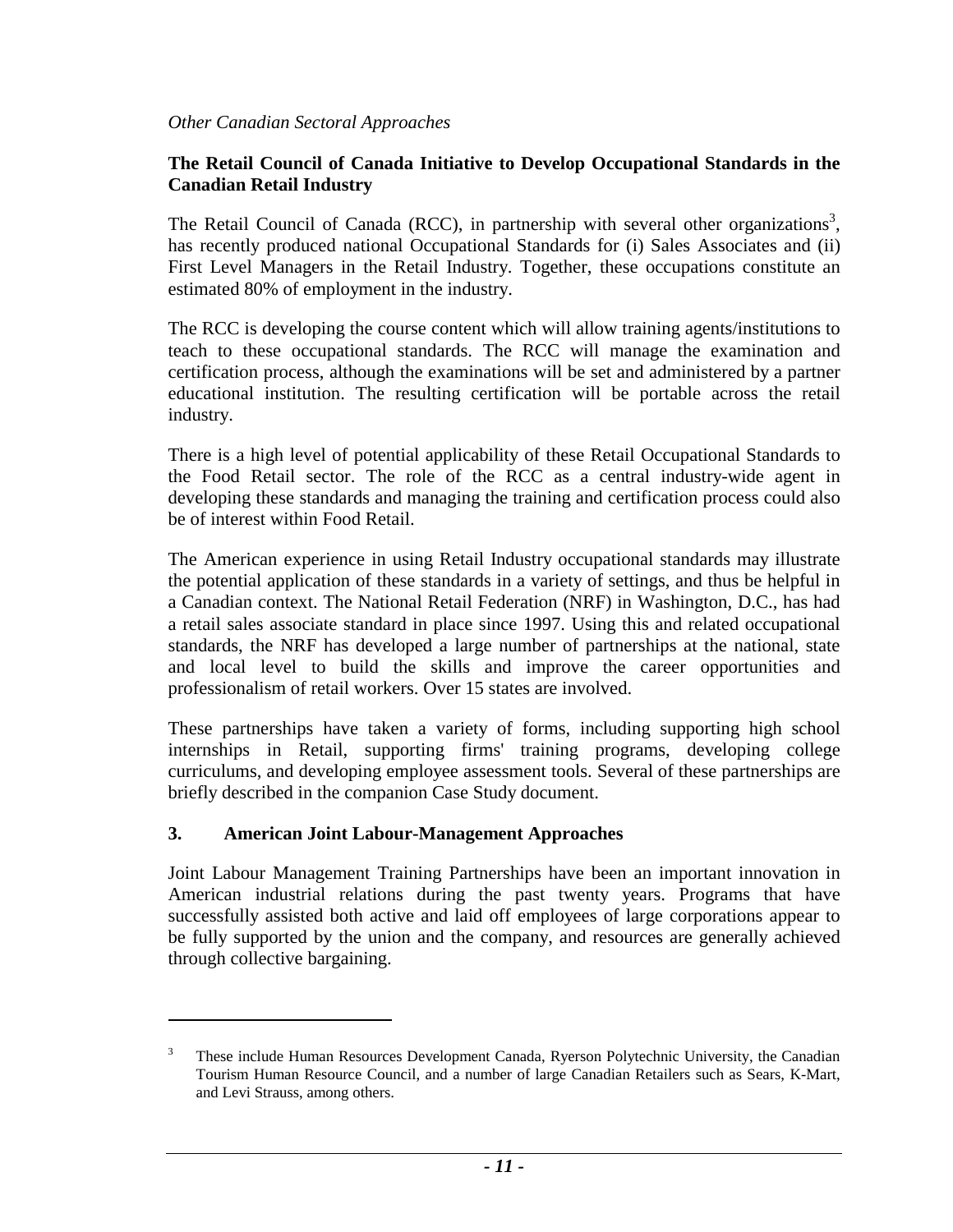*Other Canadian Sectoral Approaches*

**The Retail Council of Canada Initiative to Develop Occupational Standards in the Canadian Retail Industry**

The Retail Council of Canada (RCC), in partnership with several other organizations[3], has recently produced national Occupational Standards for (i) Sales Associates and (ii) First Level Managers in the Retail Industry. Together, these occupations constitute an estimated 80% of employment in the industry.

The RCC is developing the course content which will allow training agents/institutions to teach to these occupational standards. The RCC will manage the examination and certification process, although the examinations will be set and administered by a partner educational institution. The resulting certification will be portable across the retail industry.

There is a high level of potential applicability of these Retail Occupational Standards to the Food Retail sector. The role of the RCC as a central industry-wide agent in developing these standards and managing the training and certification process could also be of interest within Food Retail.

The American experience in using Retail Industry occupational standards may illustrate the potential application of these standards in a variety of settings, and thus be helpful in a Canadian context. The National Retail Federation (NRF) in Washington, D.C., has had a retail sales associate standard in place since 1997. Using this and related occupational standards, the NRF has developed a large number of partnerships at the national, state and local level to build the skills and improve the career opportunities and professionalism of retail workers. Over 15 states are involved.

These partnerships have taken a variety of forms, including supporting high school internships in Retail, supporting firms' training programs, developing college curriculums, and developing employee assessment tools. Several of these partnerships are briefly described in the companion Case Study document.

## 3. American Joint Labour-Management Approaches

Joint Labour Management Training Partnerships have been an important innovation in American industrial relations during the past twenty years. Programs that have successfully assisted both active and laid off employees of large corporations appear to be fully supported by the union and the company, and resources are generally achieved through collective bargaining.

---

[3] These include Human Resources Development Canada, Ryerson Polytechnic University, the Canadian Tourism Human Resource Council, and a number of large Canadian Retailers such as Sears, K-Mart, and Levi Strauss, among others.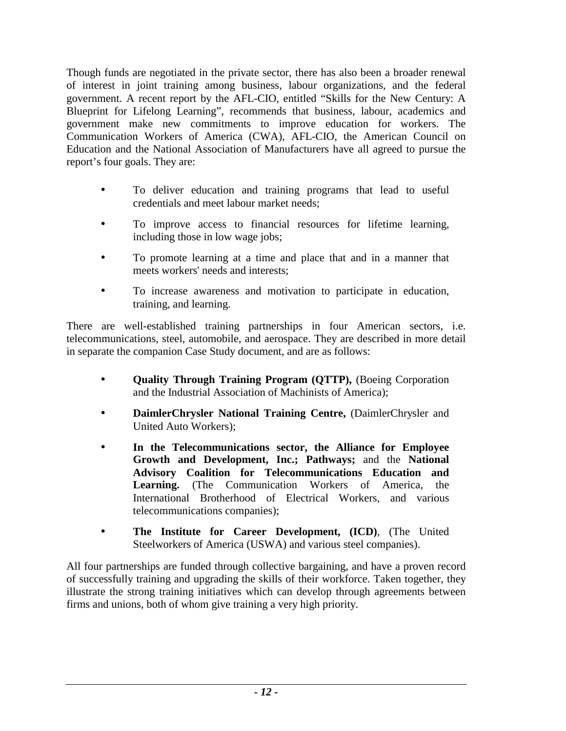Though funds are negotiated in the private sector, there has also been a broader renewal of interest in joint training among business, labour organizations, and the federal government. A recent report by the AFL-CIO, entitled "Skills for the New Century: A Blueprint for Lifelong Learning", recommends that business, labour, academics and government make new commitments to improve education for workers. The Communication Workers of America (CWA), AFL-CIO, the American Council on Education and the National Association of Manufacturers have all agreed to pursue the report's four goals. They are:

- To deliver education and training programs that lead to useful credentials and meet labour market needs;
- To improve access to financial resources for lifetime learning, including those in low wage jobs;
- To promote learning at a time and place that and in a manner that meets workers' needs and interests;
- To increase awareness and motivation to participate in education, training, and learning.

There are well-established training partnerships in four American sectors, i.e. telecommunications, steel, automobile, and aerospace. They are described in more detail in separate the companion Case Study document, and are as follows:

- **Quality Through Training Program (QTTP),** (Boeing Corporation and the Industrial Association of Machinists of America);
- **DaimlerChrysler National Training Centre,** (DaimlerChrysler and United Auto Workers);
- **In the Telecommunications sector, the Alliance for Employee Growth and Development, Inc.; Pathways;** and the **National Advisory Coalition for Telecommunications Education and Learning.** (The Communication Workers of America, the International Brotherhood of Electrical Workers, and various telecommunications companies);
- **The Institute for Career Development, (ICD)**, (The United Steelworkers of America (USWA) and various steel companies).

All four partnerships are funded through collective bargaining, and have a proven record of successfully training and upgrading the skills of their workforce. Taken together, they illustrate the strong training initiatives which can develop through agreements between firms and unions, both of whom give training a very high priority.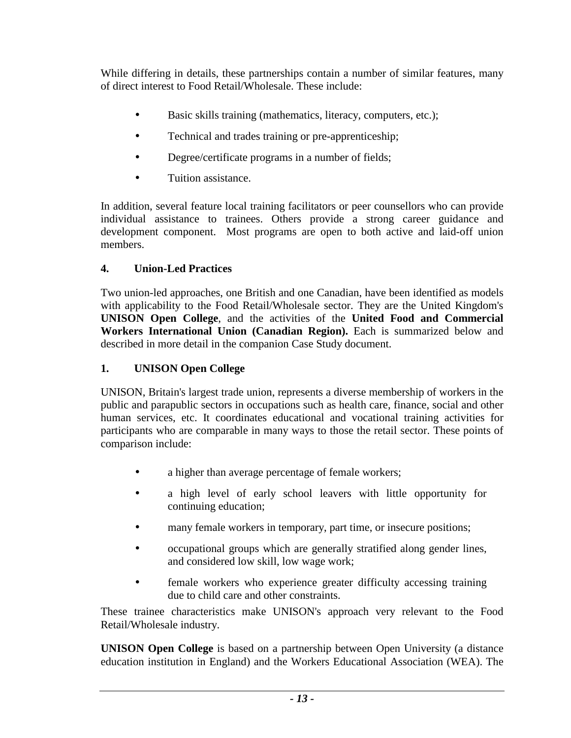While differing in details, these partnerships contain a number of similar features, many of direct interest to Food Retail/Wholesale. These include:

- Basic skills training (mathematics, literacy, computers, etc.);
- Technical and trades training or pre-apprenticeship;
- Degree/certificate programs in a number of fields;
- Tuition assistance.

In addition, several feature local training facilitators or peer counsellors who can provide individual assistance to trainees. Others provide a strong career guidance and development component. Most programs are open to both active and laid-off union members.

## 4. Union-Led Practices

Two union-led approaches, one British and one Canadian, have been identified as models with applicability to the Food Retail/Wholesale sector. They are the United Kingdom's **UNISON Open College**, and the activities of the **United Food and Commercial Workers International Union (Canadian Region).** Each is summarized below and described in more detail in the companion Case Study document.

### 1. UNISON Open College

UNISON, Britain's largest trade union, represents a diverse membership of workers in the public and parapublic sectors in occupations such as health care, finance, social and other human services, etc. It coordinates educational and vocational training activities for participants who are comparable in many ways to those the retail sector. These points of comparison include:

- a higher than average percentage of female workers;
- a high level of early school leavers with little opportunity for continuing education;
- many female workers in temporary, part time, or insecure positions;
- occupational groups which are generally stratified along gender lines, and considered low skill, low wage work;
- female workers who experience greater difficulty accessing training due to child care and other constraints.

These trainee characteristics make UNISON's approach very relevant to the Food Retail/Wholesale industry.

**UNISON Open College** is based on a partnership between Open University (a distance education institution in England) and the Workers Educational Association (WEA). The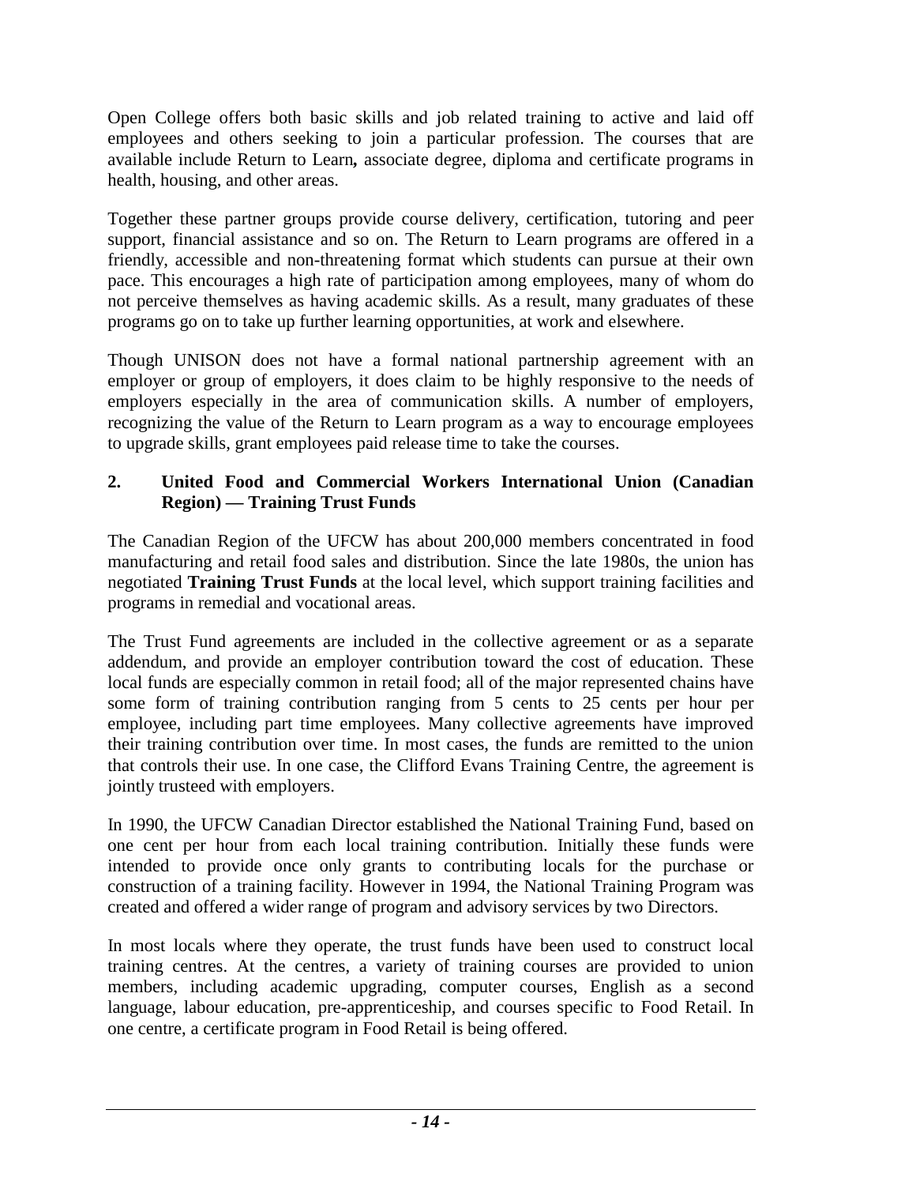Open College offers both basic skills and job related training to active and laid off employees and others seeking to join a particular profession. The courses that are available include Return to Learn**,** associate degree, diploma and certificate programs in health, housing, and other areas.

Together these partner groups provide course delivery, certification, tutoring and peer support, financial assistance and so on. The Return to Learn programs are offered in a friendly, accessible and non-threatening format which students can pursue at their own pace. This encourages a high rate of participation among employees, many of whom do not perceive themselves as having academic skills. As a result, many graduates of these programs go on to take up further learning opportunities, at work and elsewhere.

Though UNISON does not have a formal national partnership agreement with an employer or group of employers, it does claim to be highly responsive to the needs of employers especially in the area of communication skills. A number of employers, recognizing the value of the Return to Learn program as a way to encourage employees to upgrade skills, grant employees paid release time to take the courses.

### 2. United Food and Commercial Workers International Union (Canadian Region) — Training Trust Funds

The Canadian Region of the UFCW has about 200,000 members concentrated in food manufacturing and retail food sales and distribution. Since the late 1980s, the union has negotiated **Training Trust Funds** at the local level, which support training facilities and programs in remedial and vocational areas.

The Trust Fund agreements are included in the collective agreement or as a separate addendum, and provide an employer contribution toward the cost of education. These local funds are especially common in retail food; all of the major represented chains have some form of training contribution ranging from 5 cents to 25 cents per hour per employee, including part time employees. Many collective agreements have improved their training contribution over time. In most cases, the funds are remitted to the union that controls their use. In one case, the Clifford Evans Training Centre, the agreement is jointly trusteed with employers.

In 1990, the UFCW Canadian Director established the National Training Fund, based on one cent per hour from each local training contribution. Initially these funds were intended to provide once only grants to contributing locals for the purchase or construction of a training facility. However in 1994, the National Training Program was created and offered a wider range of program and advisory services by two Directors.

In most locals where they operate, the trust funds have been used to construct local training centres. At the centres, a variety of training courses are provided to union members, including academic upgrading, computer courses, English as a second language, labour education, pre-apprenticeship, and courses specific to Food Retail. In one centre, a certificate program in Food Retail is being offered.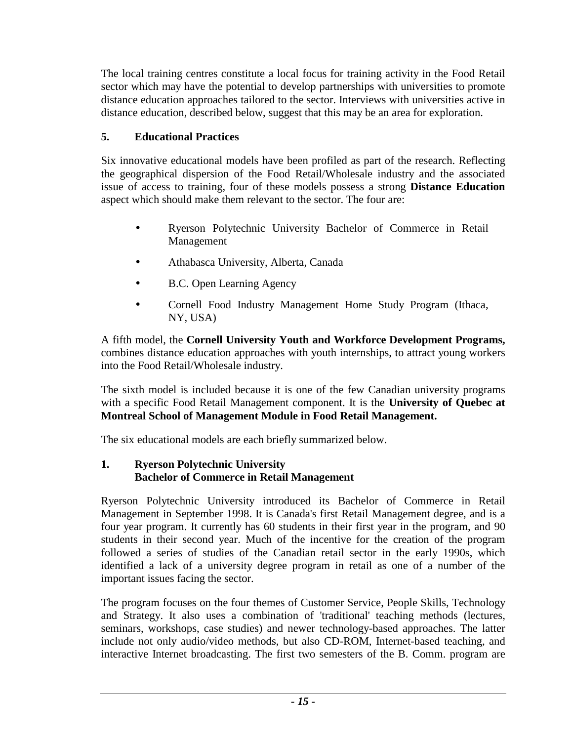The local training centres constitute a local focus for training activity in the Food Retail sector which may have the potential to develop partnerships with universities to promote distance education approaches tailored to the sector. Interviews with universities active in distance education, described below, suggest that this may be an area for exploration.

## 5. Educational Practices

Six innovative educational models have been profiled as part of the research. Reflecting the geographical dispersion of the Food Retail/Wholesale industry and the associated issue of access to training, four of these models possess a strong **Distance Education** aspect which should make them relevant to the sector. The four are:

- Ryerson Polytechnic University Bachelor of Commerce in Retail Management
- Athabasca University, Alberta, Canada
- B.C. Open Learning Agency
- Cornell Food Industry Management Home Study Program (Ithaca, NY, USA)

A fifth model, the **Cornell University Youth and Workforce Development Programs,** combines distance education approaches with youth internships, to attract young workers into the Food Retail/Wholesale industry.

The sixth model is included because it is one of the few Canadian university programs with a specific Food Retail Management component. It is the **University of Quebec at Montreal School of Management Module in Food Retail Management.**

The six educational models are each briefly summarized below.

### 1. Ryerson Polytechnic University Bachelor of Commerce in Retail Management

Ryerson Polytechnic University introduced its Bachelor of Commerce in Retail Management in September 1998. It is Canada's first Retail Management degree, and is a four year program. It currently has 60 students in their first year in the program, and 90 students in their second year. Much of the incentive for the creation of the program followed a series of studies of the Canadian retail sector in the early 1990s, which identified a lack of a university degree program in retail as one of a number of the important issues facing the sector.

The program focuses on the four themes of Customer Service, People Skills, Technology and Strategy. It also uses a combination of 'traditional' teaching methods (lectures, seminars, workshops, case studies) and newer technology-based approaches. The latter include not only audio/video methods, but also CD-ROM, Internet-based teaching, and interactive Internet broadcasting. The first two semesters of the B. Comm. program are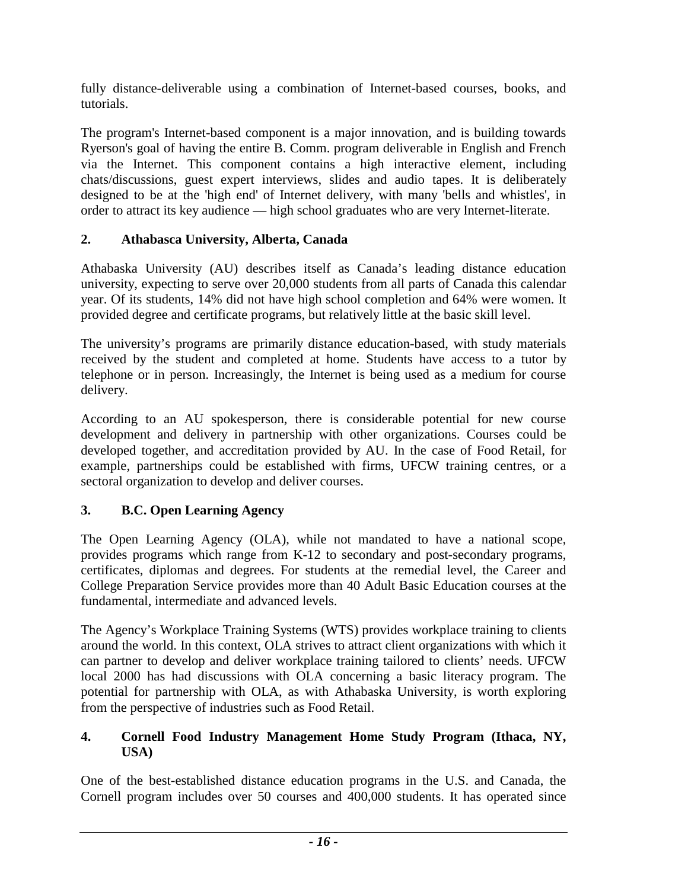fully distance-deliverable using a combination of Internet-based courses, books, and tutorials.

The program's Internet-based component is a major innovation, and is building towards Ryerson's goal of having the entire B. Comm. program deliverable in English and French via the Internet. This component contains a high interactive element, including chats/discussions, guest expert interviews, slides and audio tapes. It is deliberately designed to be at the 'high end' of Internet delivery, with many 'bells and whistles', in order to attract its key audience — high school graduates who are very Internet-literate.

### 2. Athabasca University, Alberta, Canada

Athabaska University (AU) describes itself as Canada's leading distance education university, expecting to serve over 20,000 students from all parts of Canada this calendar year. Of its students, 14% did not have high school completion and 64% were women. It provided degree and certificate programs, but relatively little at the basic skill level.

The university's programs are primarily distance education-based, with study materials received by the student and completed at home. Students have access to a tutor by telephone or in person. Increasingly, the Internet is being used as a medium for course delivery.

According to an AU spokesperson, there is considerable potential for new course development and delivery in partnership with other organizations. Courses could be developed together, and accreditation provided by AU. In the case of Food Retail, for example, partnerships could be established with firms, UFCW training centres, or a sectoral organization to develop and deliver courses.

### 3. B.C. Open Learning Agency

The Open Learning Agency (OLA), while not mandated to have a national scope, provides programs which range from K-12 to secondary and post-secondary programs, certificates, diplomas and degrees. For students at the remedial level, the Career and College Preparation Service provides more than 40 Adult Basic Education courses at the fundamental, intermediate and advanced levels.

The Agency's Workplace Training Systems (WTS) provides workplace training to clients around the world. In this context, OLA strives to attract client organizations with which it can partner to develop and deliver workplace training tailored to clients' needs. UFCW local 2000 has had discussions with OLA concerning a basic literacy program. The potential for partnership with OLA, as with Athabaska University, is worth exploring from the perspective of industries such as Food Retail.

### 4. Cornell Food Industry Management Home Study Program (Ithaca, NY, USA)

One of the best-established distance education programs in the U.S. and Canada, the Cornell program includes over 50 courses and 400,000 students. It has operated since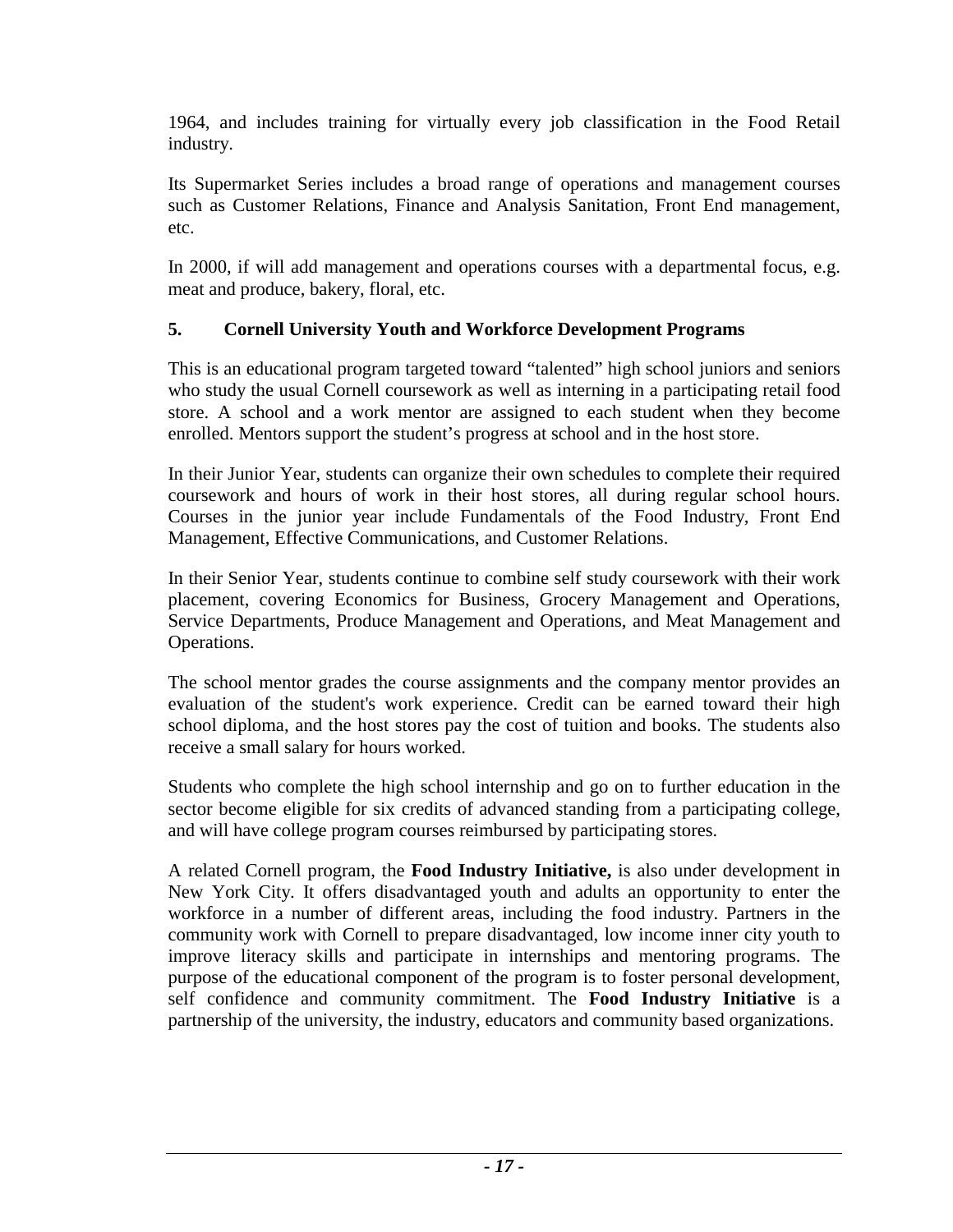1964, and includes training for virtually every job classification in the Food Retail industry.

Its Supermarket Series includes a broad range of operations and management courses such as Customer Relations, Finance and Analysis Sanitation, Front End management, etc.

In 2000, if will add management and operations courses with a departmental focus, e.g. meat and produce, bakery, floral, etc.

### 5. Cornell University Youth and Workforce Development Programs

This is an educational program targeted toward "talented" high school juniors and seniors who study the usual Cornell coursework as well as interning in a participating retail food store. A school and a work mentor are assigned to each student when they become enrolled. Mentors support the student's progress at school and in the host store.

In their Junior Year, students can organize their own schedules to complete their required coursework and hours of work in their host stores, all during regular school hours. Courses in the junior year include Fundamentals of the Food Industry, Front End Management, Effective Communications, and Customer Relations.

In their Senior Year, students continue to combine self study coursework with their work placement, covering Economics for Business, Grocery Management and Operations, Service Departments, Produce Management and Operations, and Meat Management and Operations.

The school mentor grades the course assignments and the company mentor provides an evaluation of the student's work experience. Credit can be earned toward their high school diploma, and the host stores pay the cost of tuition and books. The students also receive a small salary for hours worked.

Students who complete the high school internship and go on to further education in the sector become eligible for six credits of advanced standing from a participating college, and will have college program courses reimbursed by participating stores.

A related Cornell program, the **Food Industry Initiative,** is also under development in New York City. It offers disadvantaged youth and adults an opportunity to enter the workforce in a number of different areas, including the food industry. Partners in the community work with Cornell to prepare disadvantaged, low income inner city youth to improve literacy skills and participate in internships and mentoring programs. The purpose of the educational component of the program is to foster personal development, self confidence and community commitment. The **Food Industry Initiative** is a partnership of the university, the industry, educators and community based organizations.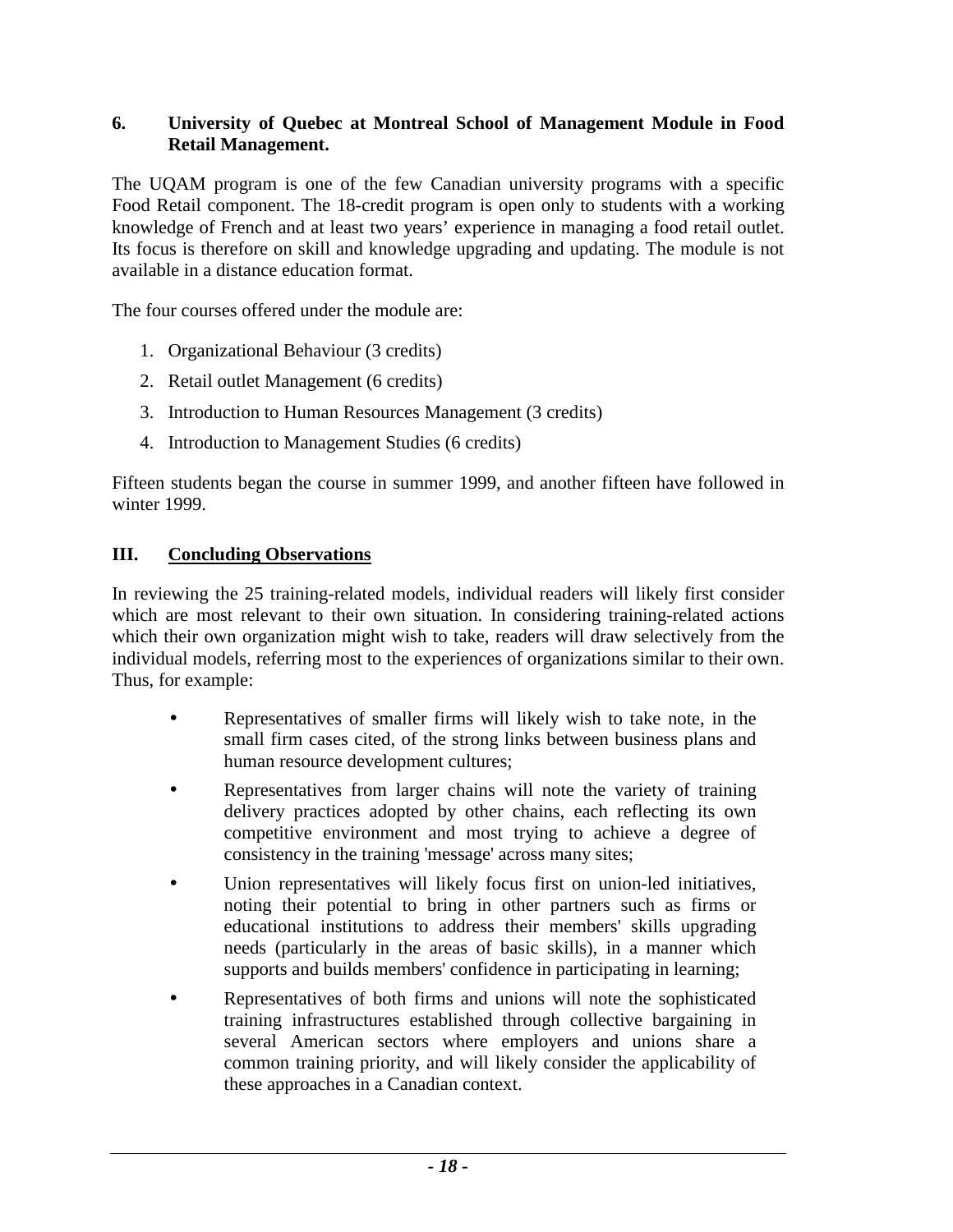### 6. University of Quebec at Montreal School of Management Module in Food Retail Management.

The UQAM program is one of the few Canadian university programs with a specific Food Retail component. The 18-credit program is open only to students with a working knowledge of French and at least two years' experience in managing a food retail outlet. Its focus is therefore on skill and knowledge upgrading and updating. The module is not available in a distance education format.

The four courses offered under the module are:

1. Organizational Behaviour (3 credits)
2. Retail outlet Management (6 credits)
3. Introduction to Human Resources Management (3 credits)
4. Introduction to Management Studies (6 credits)

Fifteen students began the course in summer 1999, and another fifteen have followed in winter 1999.

## III. Concluding Observations

In reviewing the 25 training-related models, individual readers will likely first consider which are most relevant to their own situation. In considering training-related actions which their own organization might wish to take, readers will draw selectively from the individual models, referring most to the experiences of organizations similar to their own. Thus, for example:

- Representatives of smaller firms will likely wish to take note, in the small firm cases cited, of the strong links between business plans and human resource development cultures;
- Representatives from larger chains will note the variety of training delivery practices adopted by other chains, each reflecting its own competitive environment and most trying to achieve a degree of consistency in the training 'message' across many sites;
- Union representatives will likely focus first on union-led initiatives, noting their potential to bring in other partners such as firms or educational institutions to address their members' skills upgrading needs (particularly in the areas of basic skills), in a manner which supports and builds members' confidence in participating in learning;
- Representatives of both firms and unions will note the sophisticated training infrastructures established through collective bargaining in several American sectors where employers and unions share a common training priority, and will likely consider the applicability of these approaches in a Canadian context.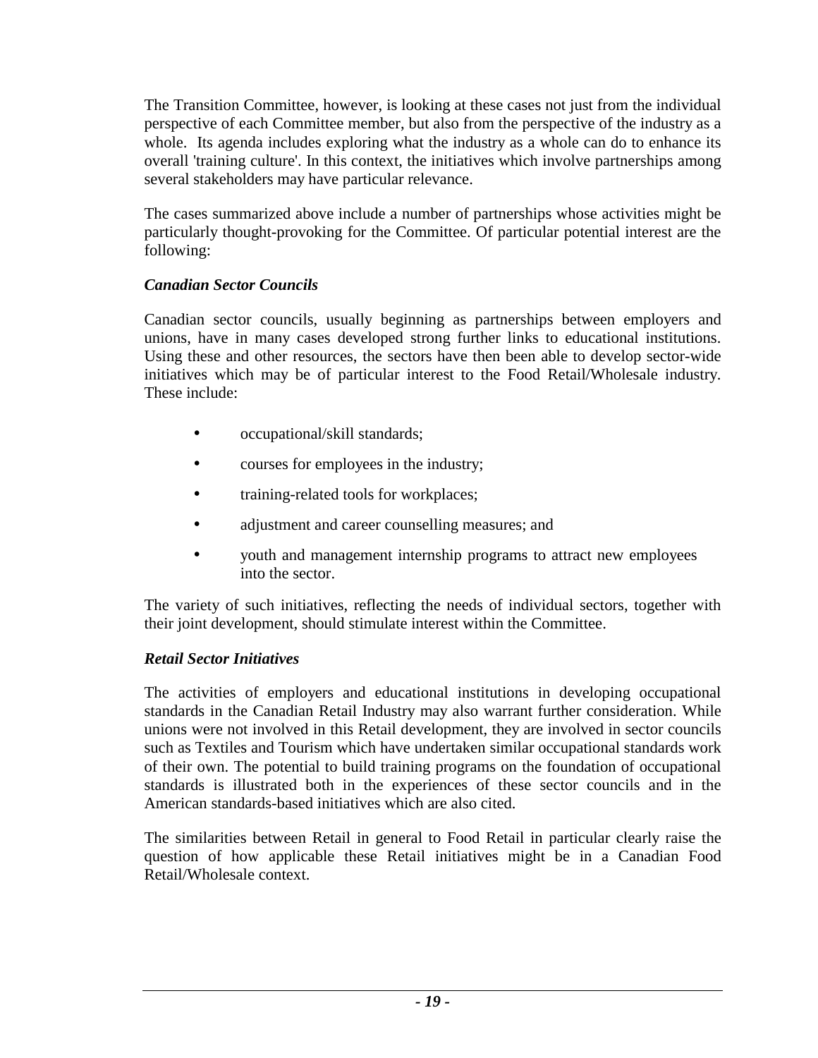The Transition Committee, however, is looking at these cases not just from the individual perspective of each Committee member, but also from the perspective of the industry as a whole. Its agenda includes exploring what the industry as a whole can do to enhance its overall 'training culture'. In this context, the initiatives which involve partnerships among several stakeholders may have particular relevance.

The cases summarized above include a number of partnerships whose activities might be particularly thought-provoking for the Committee. Of particular potential interest are the following:

***Canadian Sector Councils***

Canadian sector councils, usually beginning as partnerships between employers and unions, have in many cases developed strong further links to educational institutions. Using these and other resources, the sectors have then been able to develop sector-wide initiatives which may be of particular interest to the Food Retail/Wholesale industry. These include:

- occupational/skill standards;
- courses for employees in the industry;
- training-related tools for workplaces;
- adjustment and career counselling measures; and
- youth and management internship programs to attract new employees into the sector.

The variety of such initiatives, reflecting the needs of individual sectors, together with their joint development, should stimulate interest within the Committee.

***Retail Sector Initiatives***

The activities of employers and educational institutions in developing occupational standards in the Canadian Retail Industry may also warrant further consideration. While unions were not involved in this Retail development, they are involved in sector councils such as Textiles and Tourism which have undertaken similar occupational standards work of their own. The potential to build training programs on the foundation of occupational standards is illustrated both in the experiences of these sector councils and in the American standards-based initiatives which are also cited.

The similarities between Retail in general to Food Retail in particular clearly raise the question of how applicable these Retail initiatives might be in a Canadian Food Retail/Wholesale context.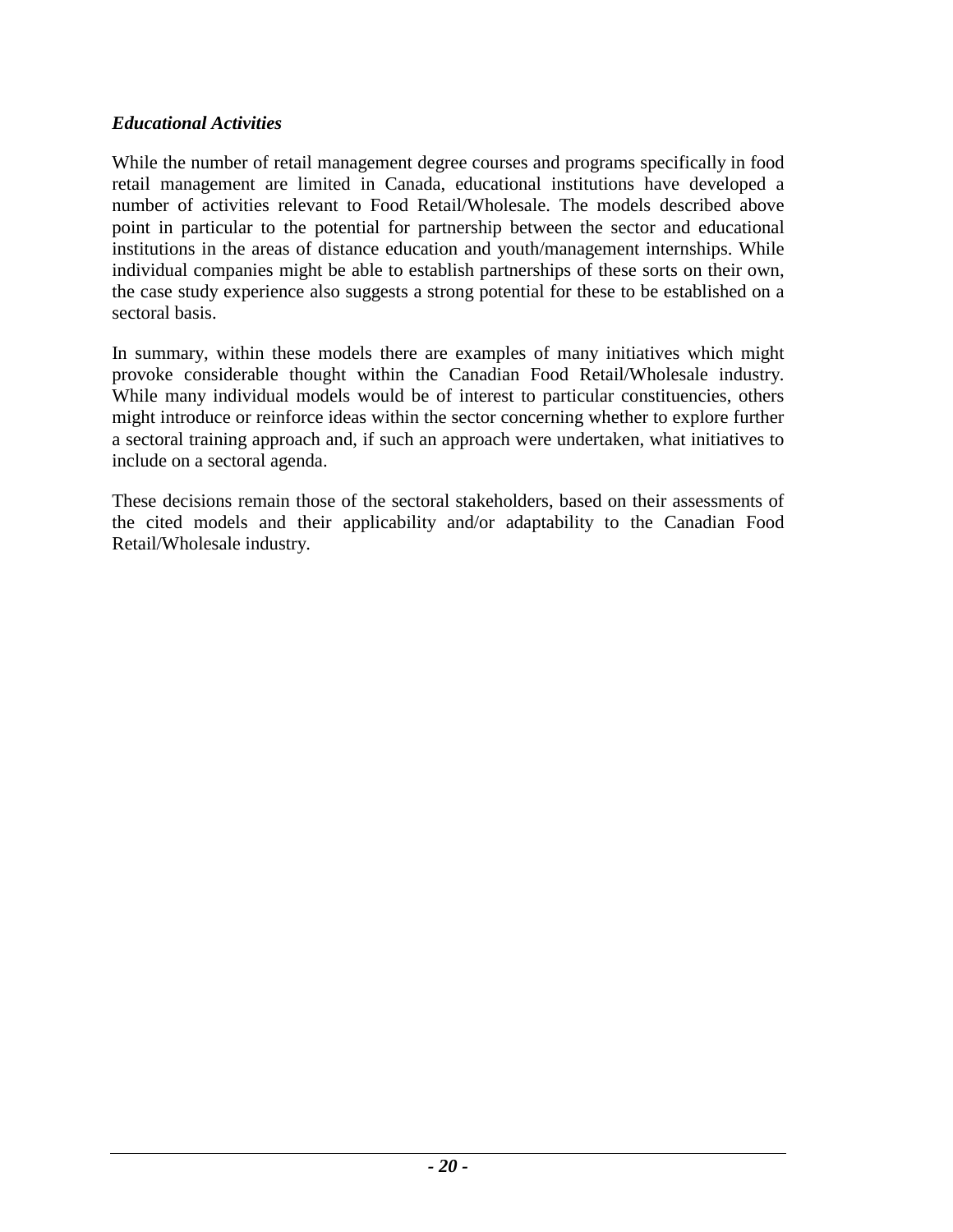*Educational Activities*

While the number of retail management degree courses and programs specifically in food retail management are limited in Canada, educational institutions have developed a number of activities relevant to Food Retail/Wholesale. The models described above point in particular to the potential for partnership between the sector and educational institutions in the areas of distance education and youth/management internships. While individual companies might be able to establish partnerships of these sorts on their own, the case study experience also suggests a strong potential for these to be established on a sectoral basis.

In summary, within these models there are examples of many initiatives which might provoke considerable thought within the Canadian Food Retail/Wholesale industry. While many individual models would be of interest to particular constituencies, others might introduce or reinforce ideas within the sector concerning whether to explore further a sectoral training approach and, if such an approach were undertaken, what initiatives to include on a sectoral agenda.

These decisions remain those of the sectoral stakeholders, based on their assessments of the cited models and their applicability and/or adaptability to the Canadian Food Retail/Wholesale industry.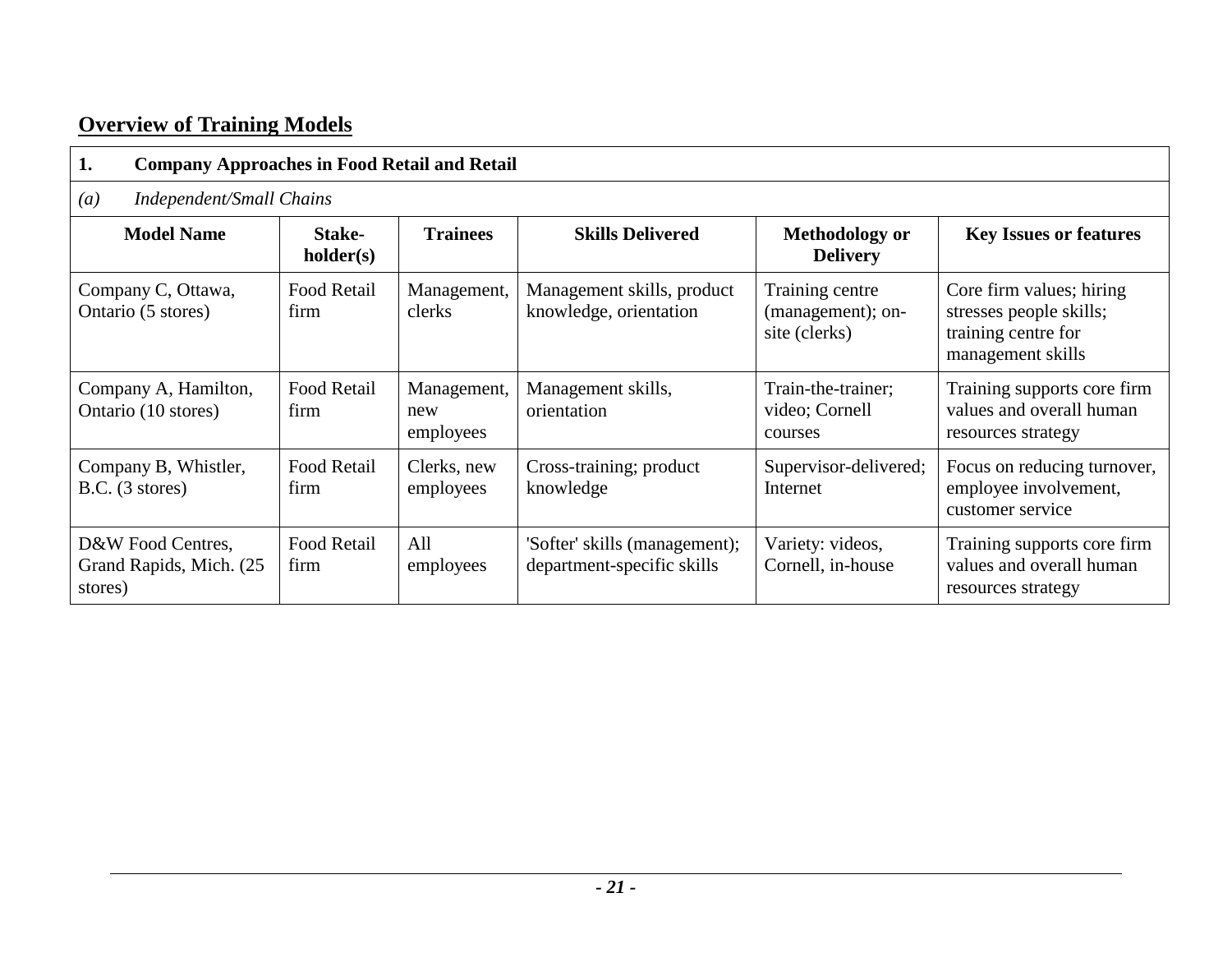## Overview of Training Models

**1. Company Approaches in Food Retail and Retail**

*(a) Independent/Small Chains*

| Model Name | Stake-holder(s) | Trainees | Skills Delivered | Methodology or Delivery | Key Issues or features |
|---|---|---|---|---|---|
| Company C, Ottawa, Ontario (5 stores) | Food Retail firm | Management, clerks | Management skills, product knowledge, orientation | Training centre (management); on-site (clerks) | Core firm values; hiring stresses people skills; training centre for management skills |
| Company A, Hamilton, Ontario (10 stores) | Food Retail firm | Management, new employees | Management skills, orientation | Train-the-trainer; video; Cornell courses | Training supports core firm values and overall human resources strategy |
| Company B, Whistler, B.C. (3 stores) | Food Retail firm | Clerks, new employees | Cross-training; product knowledge | Supervisor-delivered; Internet | Focus on reducing turnover, employee involvement, customer service |
| D&W Food Centres, Grand Rapids, Mich. (25 stores) | Food Retail firm | All employees | 'Softer' skills (management); department-specific skills | Variety: videos, Cornell, in-house | Training supports core firm values and overall human resources strategy |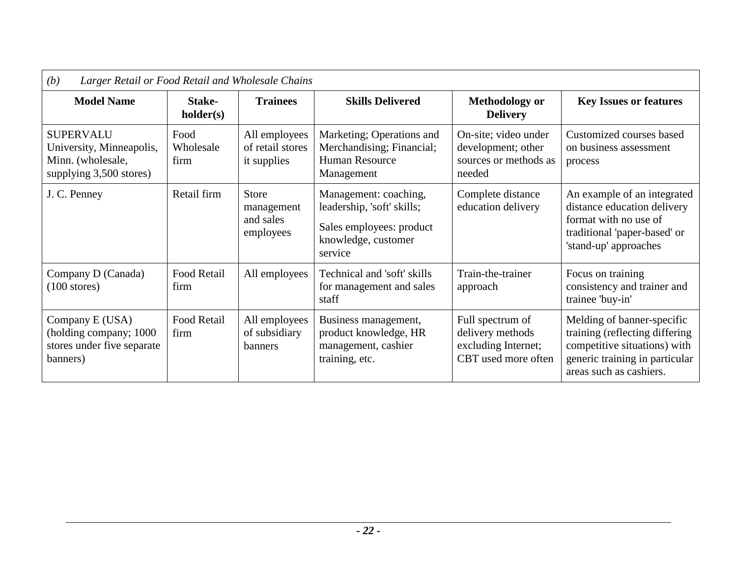*(b) Larger Retail or Food Retail and Wholesale Chains*

| Model Name | Stake-holder(s) | Trainees | Skills Delivered | Methodology or Delivery | Key Issues or features |
|---|---|---|---|---|---|
| SUPERVALU University, Minneapolis, Minn. (wholesale, supplying 3,500 stores) | Food Wholesale firm | All employees of retail stores it supplies | Marketing; Operations and Merchandising; Financial; Human Resource Management | On-site; video under development; other sources or methods as needed | Customized courses based on business assessment process |
| J. C. Penney | Retail firm | Store management and sales employees | Management: coaching, leadership, 'soft' skills; Sales employees: product knowledge, customer service | Complete distance education delivery | An example of an integrated distance education delivery format with no use of traditional 'paper-based' or 'stand-up' approaches |
| Company D (Canada) (100 stores) | Food Retail firm | All employees | Technical and 'soft' skills for management and sales staff | Train-the-trainer approach | Focus on training consistency and trainer and trainee 'buy-in' |
| Company E (USA) (holding company; 1000 stores under five separate banners) | Food Retail firm | All employees of subsidiary banners | Business management, product knowledge, HR management, cashier training, etc. | Full spectrum of delivery methods excluding Internet; CBT used more often | Melding of banner-specific training (reflecting differing competitive situations) with generic training in particular areas such as cashiers. |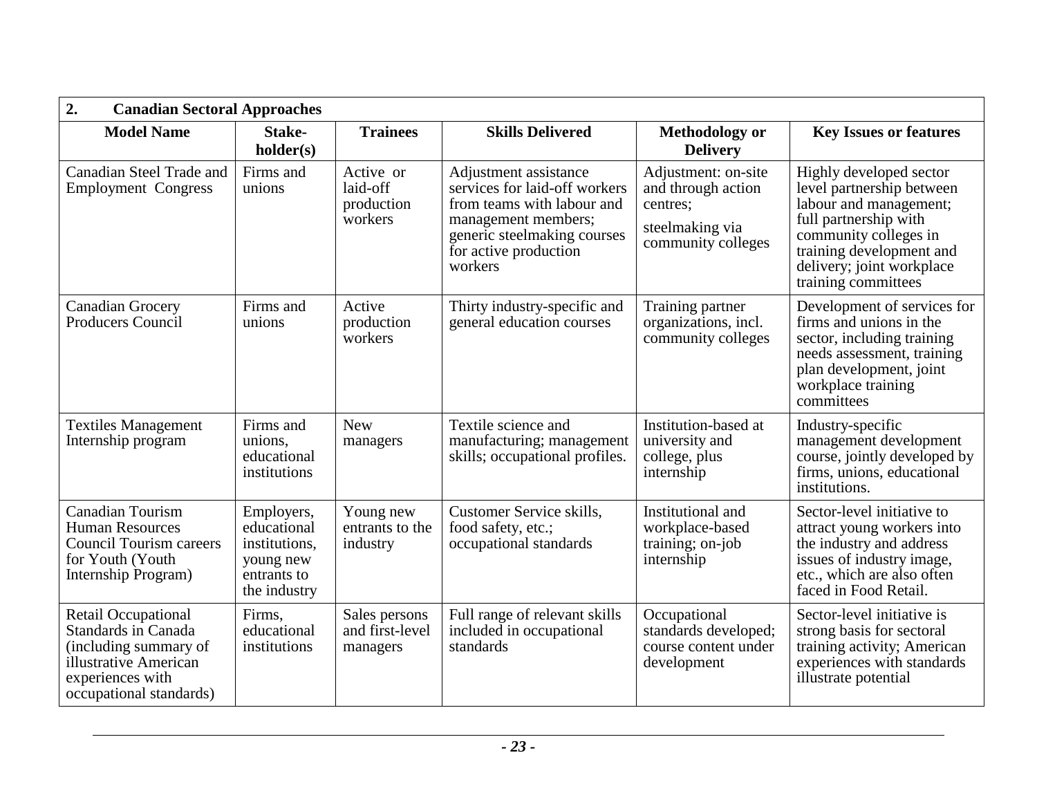| **2. Canadian Sectoral Approaches** | | | | | |
|---|---|---|---|---|---|
| **Model Name** | **Stake-holder(s)** | **Trainees** | **Skills Delivered** | **Methodology or Delivery** | **Key Issues or features** |
| Canadian Steel Trade and Employment Congress | Firms and unions | Active or laid-off production workers | Adjustment assistance services for laid-off workers from teams with labour and management members; generic steelmaking courses for active production workers | Adjustment: on-site and through action centres; steelmaking via community colleges | Highly developed sector level partnership between labour and management; full partnership with community colleges in training development and delivery; joint workplace training committees |
| Canadian Grocery Producers Council | Firms and unions | Active production workers | Thirty industry-specific and general education courses | Training partner organizations, incl. community colleges | Development of services for firms and unions in the sector, including training needs assessment, training plan development, joint workplace training committees |
| Textiles Management Internship program | Firms and unions, educational institutions | New managers | Textile science and manufacturing; management skills; occupational profiles. | Institution-based at university and college, plus internship | Industry-specific management development course, jointly developed by firms, unions, educational institutions. |
| Canadian Tourism Human Resources Council Tourism careers for Youth (Youth Internship Program) | Employers, educational institutions, young new entrants to the industry | Young new entrants to the industry | Customer Service skills, food safety, etc.; occupational standards | Institutional and workplace-based training; on-job internship | Sector-level initiative to attract young workers into the industry and address issues of industry image, etc., which are also often faced in Food Retail. |
| Retail Occupational Standards in Canada (including summary of illustrative American experiences with occupational standards) | Firms, educational institutions | Sales persons and first-level managers | Full range of relevant skills included in occupational standards | Occupational standards developed; course content under development | Sector-level initiative is strong basis for sectoral training activity; American experiences with standards illustrate potential |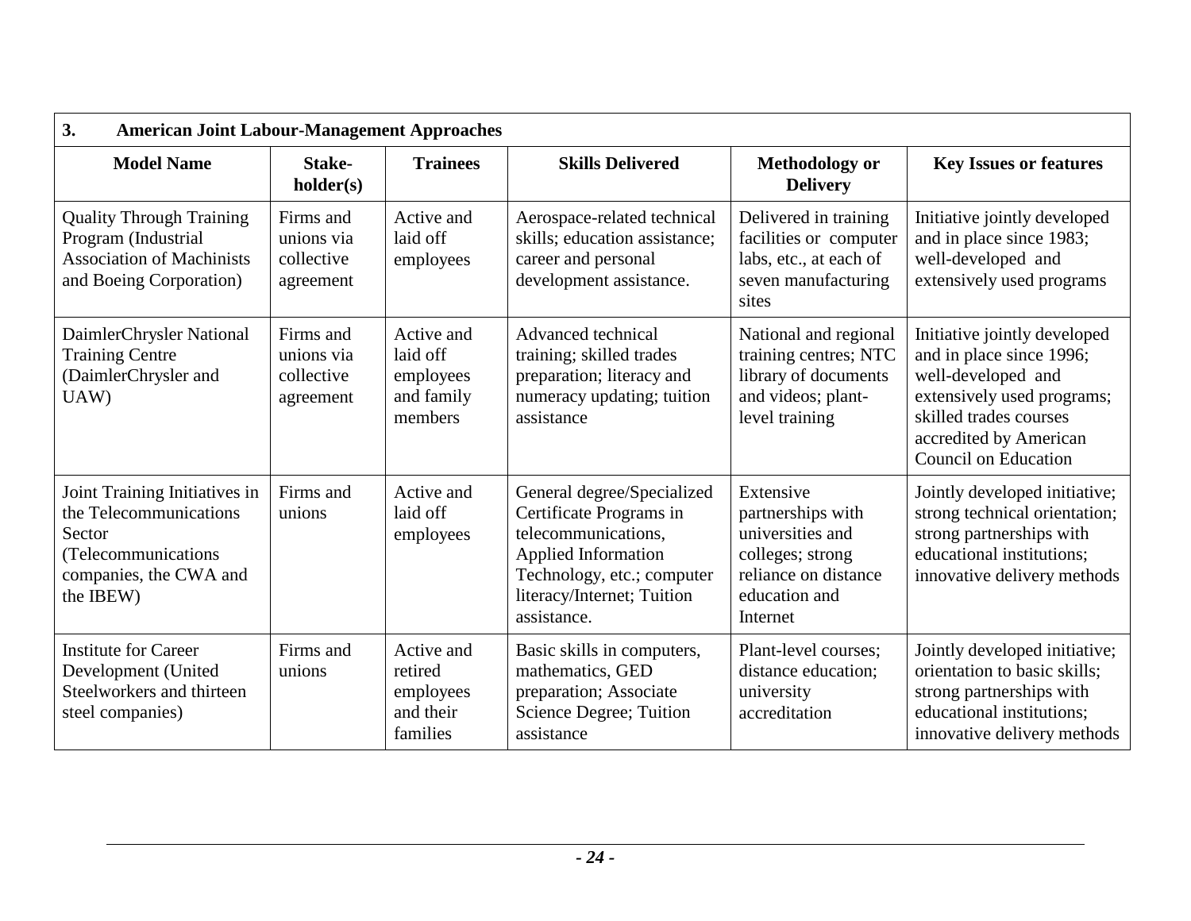| 3. American Joint Labour-Management Approaches | | | | | |
|---|---|---|---|---|---|
| **Model Name** | **Stake-holder(s)** | **Trainees** | **Skills Delivered** | **Methodology or Delivery** | **Key Issues or features** |
| Quality Through Training Program (Industrial Association of Machinists and Boeing Corporation) | Firms and unions via collective agreement | Active and laid off employees | Aerospace-related technical skills; education assistance; career and personal development assistance. | Delivered in training facilities or computer labs, etc., at each of seven manufacturing sites | Initiative jointly developed and in place since 1983; well-developed and extensively used programs |
| DaimlerChrysler National Training Centre (DaimlerChrysler and UAW) | Firms and unions via collective agreement | Active and laid off employees and family members | Advanced technical training; skilled trades preparation; literacy and numeracy updating; tuition assistance | National and regional training centres; NTC library of documents and videos; plant-level training | Initiative jointly developed and in place since 1996; well-developed and extensively used programs; skilled trades courses accredited by American Council on Education |
| Joint Training Initiatives in the Telecommunications Sector (Telecommunications companies, the CWA and the IBEW) | Firms and unions | Active and laid off employees | General degree/Specialized Certificate Programs in telecommunications, Applied Information Technology, etc.; computer literacy/Internet; Tuition assistance. | Extensive partnerships with universities and colleges; strong reliance on distance education and Internet | Jointly developed initiative; strong technical orientation; strong partnerships with educational institutions; innovative delivery methods |
| Institute for Career Development (United Steelworkers and thirteen steel companies) | Firms and unions | Active and retired employees and their families | Basic skills in computers, mathematics, GED preparation; Associate Science Degree; Tuition assistance | Plant-level courses; distance education; university accreditation | Jointly developed initiative; orientation to basic skills; strong partnerships with educational institutions; innovative delivery methods |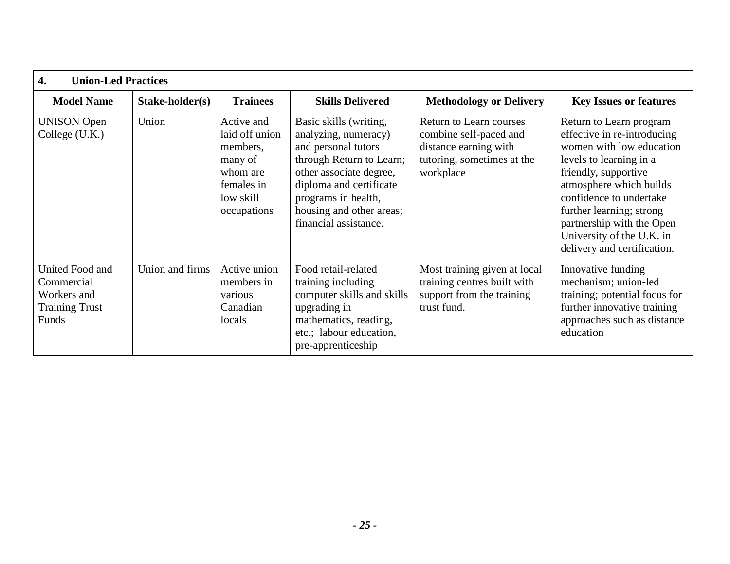| 4. Union-Led Practices | | | | | |
|---|---|---|---|---|---|
| **Model Name** | **Stake-holder(s)** | **Trainees** | **Skills Delivered** | **Methodology or Delivery** | **Key Issues or features** |
| UNISON Open College (U.K.) | Union | Active and laid off union members, many of whom are females in low skill occupations | Basic skills (writing, analyzing, numeracy) and personal tutors through Return to Learn; other associate degree, diploma and certificate programs in health, housing and other areas; financial assistance. | Return to Learn courses combine self-paced and distance earning with tutoring, sometimes at the workplace | Return to Learn program effective in re-introducing women with low education levels to learning in a friendly, supportive atmosphere which builds confidence to undertake further learning; strong partnership with the Open University of the U.K. in delivery and certification. |
| United Food and Commercial Workers and Training Trust Funds | Union and firms | Active union members in various Canadian locals | Food retail-related training including computer skills and skills upgrading in mathematics, reading, etc.; labour education, pre-apprenticeship | Most training given at local training centres built with support from the training trust fund. | Innovative funding mechanism; union-led training; potential focus for further innovative training approaches such as distance education |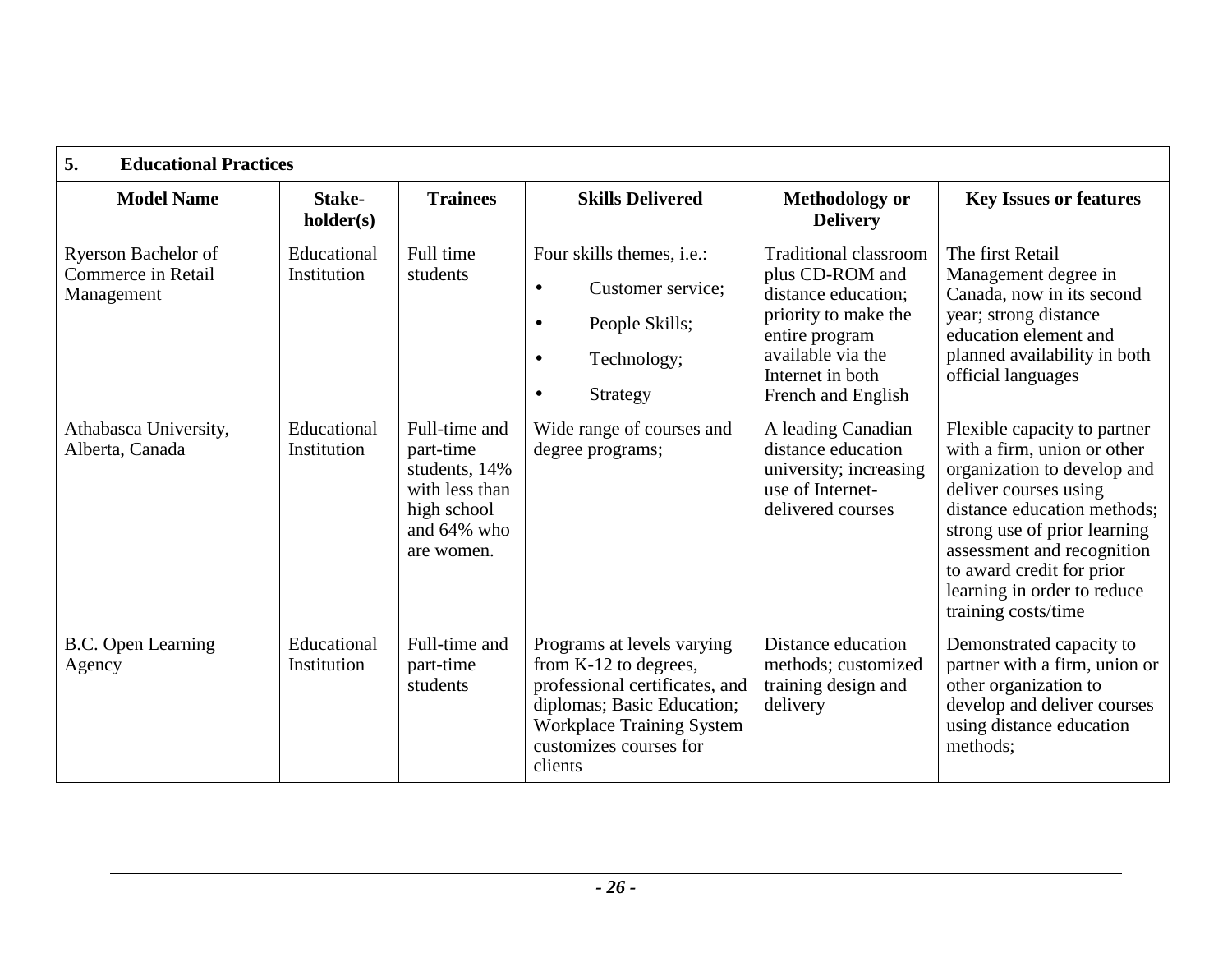| **5. Educational Practices** | | | | | |
|---|---|---|---|---|---|
| **Model Name** | **Stake-holder(s)** | **Trainees** | **Skills Delivered** | **Methodology or Delivery** | **Key Issues or features** |
| Ryerson Bachelor of Commerce in Retail Management | Educational Institution | Full time students | Four skills themes, i.e.:<br>• Customer service;<br>• People Skills;<br>• Technology;<br>• Strategy | Traditional classroom plus CD-ROM and distance education; priority to make the entire program available via the Internet in both French and English | The first Retail Management degree in Canada, now in its second year; strong distance education element and planned availability in both official languages |
| Athabasca University, Alberta, Canada | Educational Institution | Full-time and part-time students, 14% with less than high school and 64% who are women. | Wide range of courses and degree programs; | A leading Canadian distance education university; increasing use of Internet-delivered courses | Flexible capacity to partner with a firm, union or other organization to develop and deliver courses using distance education methods; strong use of prior learning assessment and recognition to award credit for prior learning in order to reduce training costs/time |
| B.C. Open Learning Agency | Educational Institution | Full-time and part-time students | Programs at levels varying from K-12 to degrees, professional certificates, and diplomas; Basic Education; Workplace Training System customizes courses for clients | Distance education methods; customized training design and delivery | Demonstrated capacity to partner with a firm, union or other organization to develop and deliver courses using distance education methods; |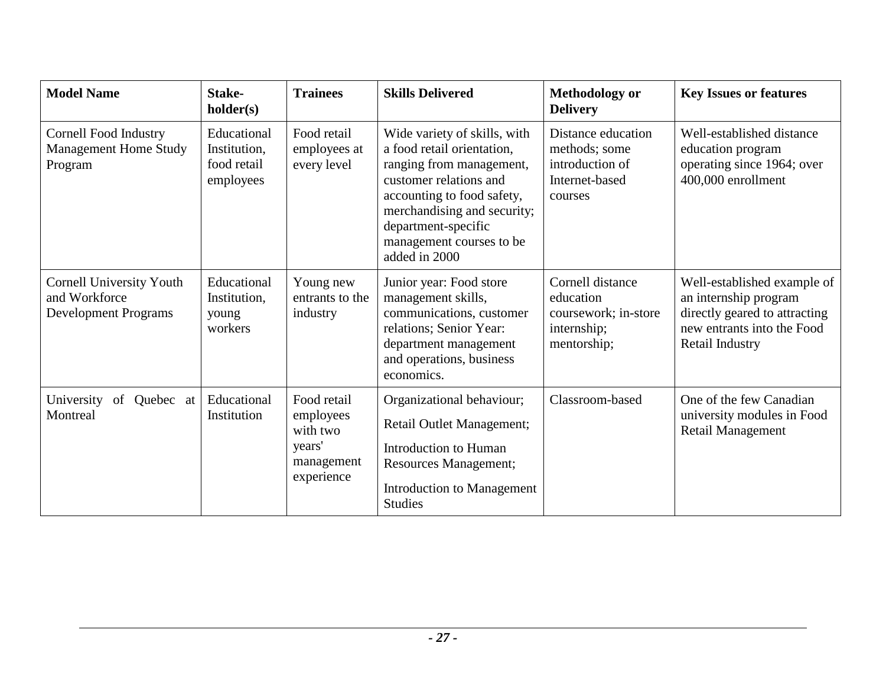| Model Name | Stake-holder(s) | Trainees | Skills Delivered | Methodology or Delivery | Key Issues or features |
|---|---|---|---|---|---|
| Cornell Food Industry Management Home Study Program | Educational Institution, food retail employees | Food retail employees at every level | Wide variety of skills, with a food retail orientation, ranging from management, customer relations and accounting to food safety, merchandising and security; department-specific management courses to be added in 2000 | Distance education methods; some introduction of Internet-based courses | Well-established distance education program operating since 1964; over 400,000 enrollment |
| Cornell University Youth and Workforce Development Programs | Educational Institution, young workers | Young new entrants to the industry | Junior year: Food store management skills, communications, customer relations; Senior Year: department management and operations, business economics. | Cornell distance education coursework; in-store internship; mentorship; | Well-established example of an internship program directly geared to attracting new entrants into the Food Retail Industry |
| University of Quebec at Montreal | Educational Institution | Food retail employees with two years' management experience | Organizational behaviour; Retail Outlet Management; Introduction to Human Resources Management; Introduction to Management Studies | Classroom-based | One of the few Canadian university modules in Food Retail Management |